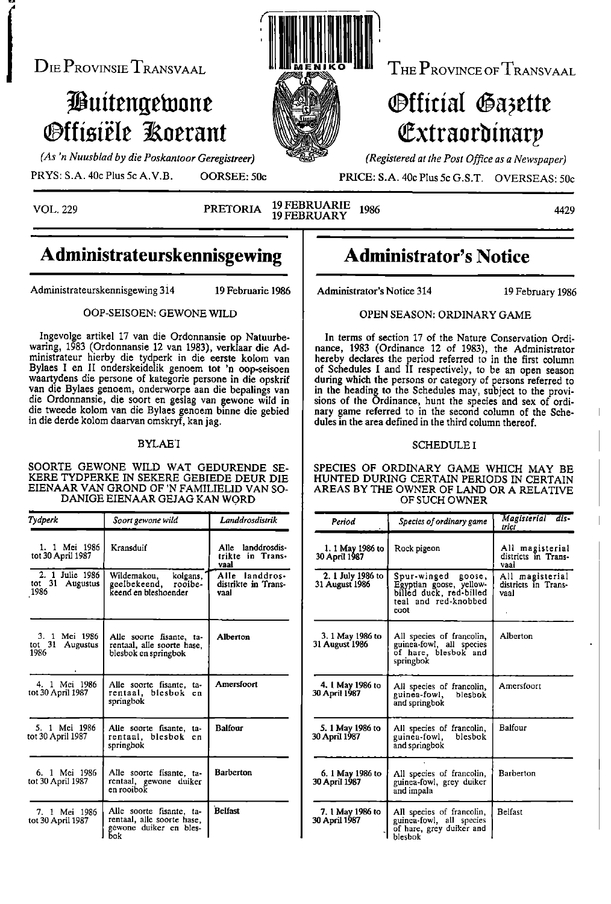DIE PROVINSIE TRANSVAAL

# Buitengewone Offisiële Koerant

*(As 'n Nuusblad by die Poskantoor Geregistreer)*

PRYS: S.A. 40c Plus 5c A.V.B. OORSEE: 50c

THE PROVINCE OF TRANSVAAL

# Official Gazette Extraordinary

*(Registered at the Post Office as a Newspaper)*

PRICE: S.A. 40c Plus 5c G.S.T. OVERSEAS: 50c

VOL. 229 PRETORIA 19 FEBRUARIE 1986 / 19 FEBRUARY 1986 4429

## Administrateurskennisgewing

Administrateurskennisgewing 314 19 Februarie 1986

OOP-SEISOEN: GEWONE WILD

Ingevolge artikel 17 van die Ordonnansie op Natuurbewaring, 1983 (Ordonnansie 12 van 1983), verklaar die Administrateur hierby die tydperk in die eerste kolom van Bylaes I en II onderskeidelik genoem tot 'n oop-seisoen waartydens die persone of kategorie persone in die opskrif van die Bylaes genoem, onderworpe aan die bepalings van die Ordonnansie, die soort en geslag van gewone wild in die tweede kolom van die Bylaes genoem binne die gebied in die derde kolom daarvan omskryf, kan jag.

BYLAE I

SOORTE GEWONE WILD WAT GEDURENDE SEKERE TYDPERKE IN SEKERE GEBIEDE DEUR DIE EIENAAR VAN GROND OF 'N FAMILIELID VAN SODANIGE EIENAAR GEJAG KAN WORD

| *Tydperk* | *Soort gewone wild* | *Landdrosdistrik* |
|---|---|---|
| 1. 1 Mei 1986 tot 30 April 1987 | Kransduif | Alle landdrosdistrikte in Transvaal |
| 2. 1 Julie 1986 tot 31 Augustus 1986 | Wildemakou, kolgans, geelbekeend, rooibekeend en bleshoender | Alle landdrosdistrikte in Transvaal |
| 3. 1 Mei 1986 tot 31 Augustus 1986 | Alle soorte fisante, tarentaal, alle soorte hase, blesbok en springbok | Alberton |
| 4. 1 Mei 1986 tot 30 April 1987 | Alle soorte fisante, tarentaal, blesbok en springbok | Amersfoort |
| 5. 1 Mei 1986 tot 30 April 1987 | Alle soorte fisante, tarentaal, blesbok en springbok | Balfour |
| 6. 1 Mei 1986 tot 30 April 1987 | Alle soorte fisante, tarentaal, gewone duiker en rooibok | Barberton |
| 7. 1 Mei 1986 tot 30 April 1987 | Alle soorte fisante, tarentaal, alle soorte hase, gewone duiker en blesbok | Belfast |

## Administrator's Notice

Administrator's Notice 314 19 February 1986

OPEN SEASON: ORDINARY GAME

In terms of section 17 of the Nature Conservation Ordinance, 1983 (Ordinance 12 of 1983), the Administrator hereby declares the period referred to in the first column of Schedules I and II respectively, to be an open season during which the persons or category of persons referred to in the heading to the Schedules may, subject to the provisions of the Ordinance, hunt the species and sex of ordinary game referred to in the second column of the Schedules in the area defined in the third column thereof.

SCHEDULE I

SPECIES OF ORDINARY GAME WHICH MAY BE HUNTED DURING CERTAIN PERIODS IN CERTAIN AREAS BY THE OWNER OF LAND OR A RELATIVE OF SUCH OWNER

| *Period* | *Species of ordinary game* | *Magisterial district* |
|---|---|---|
| 1. 1 May 1986 to 30 April 1987 | Rock pigeon | All magisterial districts in Transvaal |
| 2. 1 July 1986 to 31 August 1986 | Spur-winged goose, Egyptian goose, yellow-billed duck, red-billed teal and red-knobbed coot | All magisterial districts in Transvaal |
| 3. 1 May 1986 to 31 August 1986 | All species of francolin, guinea-fowl, all species of hare, blesbok and springbok | Alberton |
| 4. 1 May 1986 to 30 April 1987 | All species of francolin, guinea-fowl, blesbok and springbok | Amersfoort |
| 5. 1 May 1986 to 30 April 1987 | All species of francolin, guinea-fowl, blesbok and springbok | Balfour |
| 6. 1 May 1986 to 30 April 1987 | All species of francolin, guinea-fowl, grey duiker and impala | Barberton |
| 7. 1 May 1986 to 30 April 1987 | All species of francolin, guinea-fowl, all species of hare, grey duiker and blesbok | Belfast |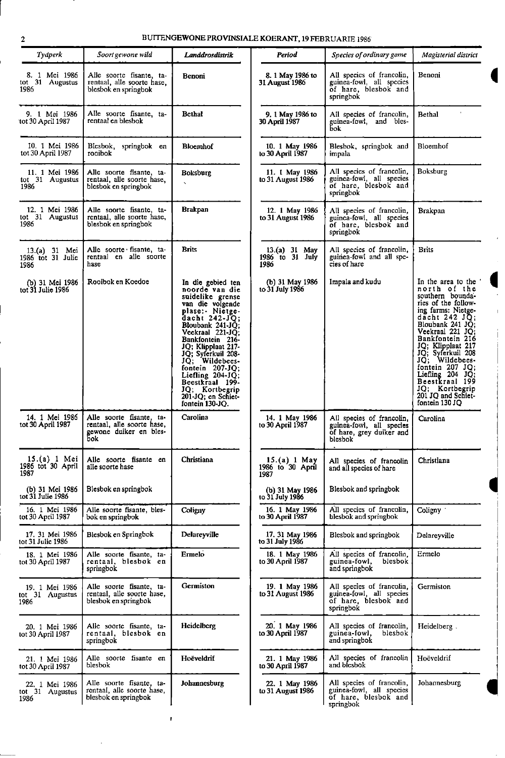| Tydperk | Soort gewone wild | Landdrosdistrik | Period | Species of ordinary game | Magisterial district |
|---|---|---|---|---|---|
| 8. 1 Mei 1986 tot 31 Augustus 1986 | Alle soorte fisante, tarentaal, alle soorte hase, blesbok en springbok | Benoni | 8. 1 May 1986 to 31 August 1986 | All species of francolin, guinea-fowl, all species of hare, blesbok and springbok | Benoni |
| 9. 1 Mei 1986 tot 30 April 1987 | Alle soorte fisante, tarentaal en blesbok | Bethal | 9. 1 May 1986 to 30 April 1987 | All species of francolin, guinea-fowl, and blesbok | Bethal |
| 10. 1 Mei 1986 tot 30 April 1987 | Blesbok, springbok en rooibok | Bloemhof | 10. 1 May 1986 to 30 April 1987 | Blesbok, springbok and impala | Bloemhof |
| 11. 1 Mei 1986 tot 31 Augustus 1986 | Alle soorte fisante, tarentaal, alle soorte hase, blesbok en springbok | Boksburg | 11. 1 May 1986 to 31 August 1986 | All species of francolin, guinea-fowl, all species of hare, blesbok and springbok | Boksburg |
| 12. 1 Mei 1986 tot 31 Augustus 1986 | Alle soorte fisante, tarentaal, alle soorte hase, blesbok en springbok | Brakpan | 12. 1 May 1986 to 31 August 1986 | All species of francolin, guinea-fowl, all species of hare, blesbok and springbok | Brakpan |
| 13.(a) 31 Mei 1986 tot 31 Julie 1986 | Alle soorte fisante, tarentaal en alle soorte hase | Brits | 13.(a) 31 May 1986 to 31 July 1986 | All species of francolin, guinea-fowl and all species of hare | Brits |
| (b) 31 Mei 1986 tot 31 Julie 1986 | Rooibok en Koedoe | In die gebied ten noorde van die suidelike grense van die volgende plase:- Nietgedacht 242-JQ; Bloubank 241-JQ; Veekraal 221-JQ; Bankfontein 216-JQ; Klipplaat 217-JQ; Syferkuil 208-JQ; Wildebeesfontein 207-JQ; Liefling 204-JQ; Beestkraal 199-JQ; Kortbegrip 201-JQ; en Schietfontein 130-JQ. | (b) 31 May 1986 to 31 July 1986 | Impala and kudu | In the area to the north of the southern boundaries of the following farms: Nietgedacht 242 JQ; Bloubank 241 JQ; Veekraal 221 JQ; Bankfontein 216 JQ; Klipplaat 217 JQ; Syferkuil 208 JQ; Wildebeesfontein 207 JQ; Liefling 204 JQ; Beestkraal 199 JQ; Kortbegrip 201 JQ and Schietfontein 130 JQ |
| 14. 1 Mei 1986 tot 30 April 1987 | Alle soorte fisante, tarentaal, alle soorte hase, gewone duiker en blesbok | Carolina | 14. 1 May 1986 to 30 April 1987 | All species of francolin, guinea-fowl, all species of hare, grey duiker and blesbok | Carolina |
| 15.(a) 1 Mei 1986 tot 30 April 1987 | Alle soorte fisante en alle soorte hase | Christiana | 15.(a) 1 May 1986 to 30 April 1987 | All species of francolin and all species of hare | Christiana |
| (b) 31 Mei 1986 tot 31 Julie 1986 | Blesbok en springbok | | (b) 31 May 1986 to 31 July 1986 | Blesbok and springbok | |
| 16. 1 Mei 1986 tot 30 April 1987 | Alle soorte fisante, blesbok en springbok | Coligny | 16. 1 May 1986 to 30 April 1987 | All species of francolin, blesbok and springbok | Coligny |
| 17. 31 Mei 1986 tot 31 Julie 1986 | Blesbok en Springbok | Delareyville | 17. 31 May 1986 to 31 July 1986 | Blesbok and springbok | Delareyville |
| 18. 1 Mei 1986 tot 30 April 1987 | Alle soorte fisante, tarentaal, blesbok en springbok | Ermelo | 18. 1 May 1986 to 30 April 1987 | All species of francolin, guinea-fowl, blesbok and springbok | Ermelo |
| 19. 1 Mei 1986 tot 31 Augustus 1986 | Alle soorte fisante, tarentaal, alle soorte hase, blesbok en springbok | Germiston | 19. 1 May 1986 to 31 August 1986 | All species of francolin, guinea-fowl, all species of hare, blesbok and springbok | Germiston |
| 20. 1 Mei 1986 tot 30 April 1987 | Alle soorte fisante, tarentaal, blesbok en springbok | Heidelberg | 20. 1 May 1986 to 30 April 1987 | All species of francolin, guinea-fowl, blesbok and springbok | Heidelberg |
| 21. 1 Mei 1986 tot 30 April 1987 | Alle soorte fisante en blesbok | Hoëveldrif | 21. 1 May 1986 to 30 April 1987 | All species of francolin and blesbok | Hoëveldrif |
| 22. 1 Mei 1986 tot 31 Augustus 1986 | Alle soorte fisante, tarentaal, alle soorte hase, blesbok en springbok | Johannesburg | 22. 1 May 1986 to 31 August 1986 | All species of francolin, guinea-fowl, all species of hare, blesbok and springbok | Johannesburg |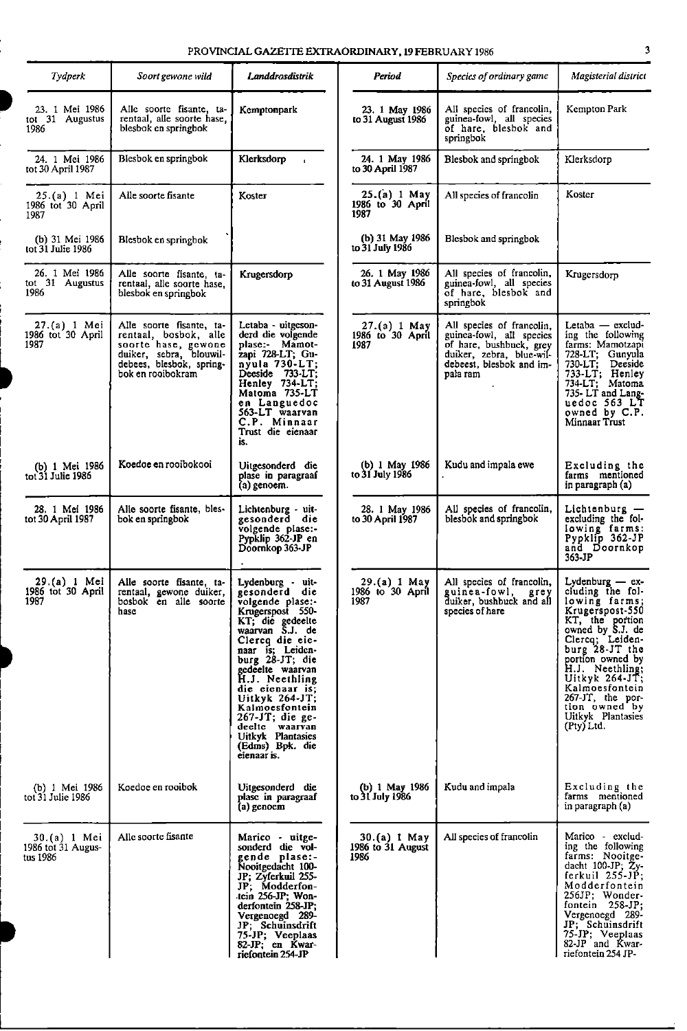| *Tydperk* | *Soort gewone wild* | *Landdrosdistrik* | *Period* | *Species of ordinary game* | *Magisterial district* |
|---|---|---|---|---|---|
| 23. 1 Mei 1986 tot 31 Augustus 1986 | Alle soorte fisante, tarentaal, alle soorte hase, blesbok en springbok | Kemptonpark | 23. 1 May 1986 to 31 August 1986 | All species of francolin, guinea-fowl, all species of hare, blesbok and springbok | Kempton Park |
| 24. 1 Mei 1986 tot 30 April 1987 | Blesbok en springbok | Klerksdorp | 24. 1 May 1986 to 30 April 1987 | Blesbok and springbok | Klerksdorp |
| 25.(a) 1 Mei 1986 tot 30 April 1987 | Alle soorte fisante | Koster | 25.(a) 1 May 1986 to 30 April 1987 | All species of francolin | Koster |
| (b) 31 Mei 1986 tot 31 Julie 1986 | Blesbok en springbok | | (b) 31 May 1986 to 31 July 1986 | Blesbok and springbok | |
| 26. 1 Mei 1986 tot 31 Augustus 1986 | Alle soorte fisante, tarentaal, alle soorte hase, blesbok en springbok | Krugersdorp | 26. 1 May 1986 to 31 August 1986 | All species of francolin, guinea-fowl, all species of hare, blesbok and springbok | Krugersdorp |
| 27.(a) 1 Mei 1986 tot 30 April 1987 | Alle soorte fisante, tarentaal, bosbok, alle soorte hase, gewone duiker, sebra, blouwildebees, blesbok, springbok en rooibokram | Letaba - uitgesonderd die volgende plase:- Mamotzapi 728-LT; Gunyula 730-LT; Deeside 733-LT; Henley 734-LT; Matoma 735-LT en Languedoc 563-LT waarvan C.P. Minnaar Trust die eienaar is. | 27.(a) 1 May 1986 to 30 April 1987 | All species of francolin, guinea-fowl, all species of hare, bushbuck, grey duiker, zebra, blue-wildebeest, blesbok and impala ram | Letaba — excluding the following farms: Mamotzapi 728-LT; Gunyula 730-LT; Deeside 733-LT; Henley 734-LT; Matoma 735- LT and Languedoc 563 LT owned by C.P. Minnaar Trust |
| (b) 1 Mei 1986 tot 31 Julie 1986 | Koedoe en rooibokooi | Uitgesonderd die plase in paragraaf (a) genoem. | (b) 1 May 1986 to 31 July 1986 | Kudu and impala ewe | Excluding the farms mentioned in paragraph (a) |
| 28. 1 Mei 1986 tot 30 April 1987 | Alle soorte fisante, blesbok en springbok | Lichtenburg - uitgesonderd die volgende plase:- Pypklip 362-JP en Doornkop 363-JP | 28. 1 May 1986 to 30 April 1987 | All species of francolin, blesbok and springbok | Lichtenburg — excluding the following farms: Pypklip 362-JP and Doornkop 363-JP |
| 29.(a) 1 Mei 1986 tot 30 April 1987 | Alle soorte fisante, tarentaal, gewone duiker, bosbok en alle soorte hase | Lydenburg - uitgesonderd die volgende plase:- Krugerspost 550-KT; die gedeelte waarvan S.J. de Clercq die eienaar is; Leidenburg 28-JT; die gedeelte waarvan H.J. Neethling die eienaar is; Uitkyk 264-JT; Kalmoesfontein 267-JT; die gedeelte waarvan Uitkyk Plantasies (Edms) Bpk. die eienaar is. | 29.(a) 1 May 1986 to 30 April 1987 | All species of francolin, guinea-fowl, grey duiker, bushbuck and all species of hare | Lydenburg — excluding the following farms; Krugerspost-550 KT, the portion owned by S.J. de Clercq; Leidenburg 28-JT the portion owned by H.J. Neethling; Uitkyk 264-JT; Kalmoesfontein 267-JT, the portion owned by Uitkyk Plantasies (Pty) Ltd. |
| (b) 1 Mei 1986 tot 31 Julie 1986 | Koedoe en rooibok | Uitgesonderd die plase in paragraaf (a) genoem | (b) 1 May 1986 to 31 July 1986 | Kudu and impala | Excluding the farms mentioned in paragraph (a) |
| 30.(a) 1 Mei 1986 tot 31 Augustus 1986 | Alle soorte fisante | Marico - uitgesonderd die volgende plase:- Nooitgedacht 100-JP; Zyferkuil 255-JP; Modderfontein 256-JP; Wonderfontein 258-JP; Vergenoegd 289-JP; Schuinsdrift 75-JP; Veeplaas 82-JP; en Kwarriefontein 254-JP | 30.(a) 1 May 1986 to 31 August 1986 | All species of francolin | Marico - excluding the following farms: Nooitgedacht 100-JP; Zyferkuil 255-JP; Modderfontein 256JP; Wonderfontein 258-JP; Vergenoegd 289-JP; Schuinsdrift 75-JP; Veeplaas 82-JP and Kwarriefontein 254 JP- |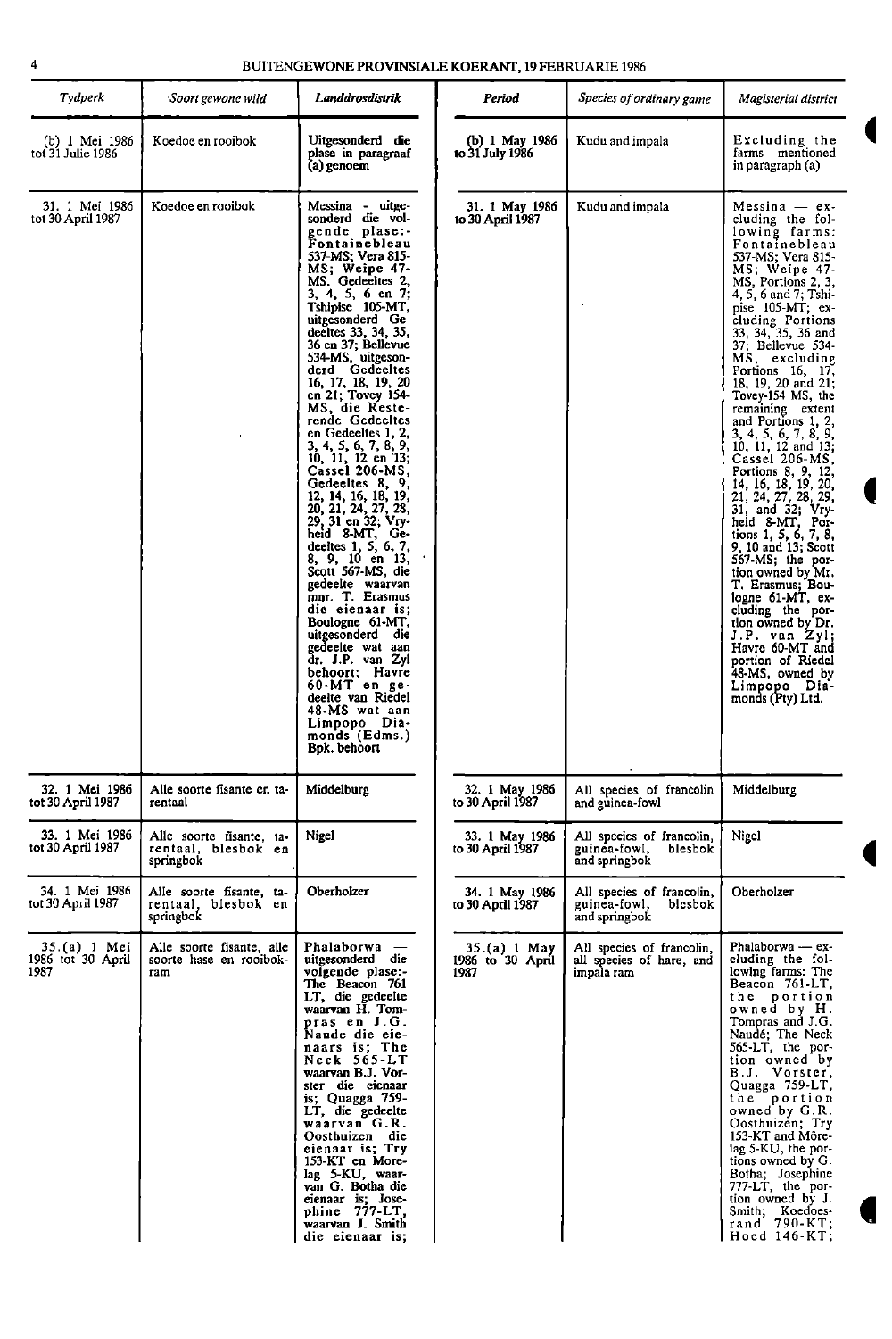| Tydperk | Soort gewone wild | Landdrosdistrik | Period | Species of ordinary game | Magisterial district |
|---|---|---|---|---|---|
| (b) 1 Mei 1986 tot 31 Julie 1986 | Koedoe en rooibok | Uitgesonderd die plase in paragraaf (a) genoem | (b) 1 May 1986 to 31 July 1986 | Kudu and impala | Excluding the farms mentioned in paragraph (a) |
| 31. 1 Mei 1986 tot 30 April 1987 | Koedoe en rooibok | Messina - uitgesonderd die volgende plase:- Fontainebleau 537-MS; Vera 815-MS; Weipe 47-MS. Gedeeltes 2, 3, 4, 5, 6 en 7; Tshipise 105-MT, uitgesonderd Gedeeltes 33, 34, 35, 36 en 37; Bellevue 534-MS, uitgesonderd Gedeeltes 16, 17, 18, 19, 20 en 21; Tovey 154-MS, die Resterende Gedeeltes en Gedeeltes 1, 2, 3, 4, 5, 6, 7, 8, 9, 10, 11, 12 en 13; Cassel 206-MS, Gedeeltes 8, 9, 12, 14, 16, 18, 19, 20, 21, 24, 27, 28, 29, 31 en 32; Vryheid 8-MT, Gedeeltes 1, 5, 6, 7, 8, 9, 10 en 13, Scott 567-MS, die gedeelte waarvan mnr. T. Erasmus die eienaar is; Boulogne 61-MT, uitgesonderd die gedeelte wat aan dr. J.P. van Zyl behoort; Havre 60-MT en gedeelte van Riedel 48-MS wat aan Limpopo Diamonds (Edms.) Bpk. behoort | 31. 1 May 1986 to 30 April 1987 | Kudu and impala | Messina — excluding the following farms: Fontainebleau 537-MS; Vera 815-MS; Weipe 47-MS, Portions 2, 3, 4, 5, 6 and 7; Tshipise 105-MT; excluding Portions 33, 34, 35, 36 and 37; Bellevue 534-MS, excluding Portions 16, 17, 18, 19, 20 and 21; Tovey-154 MS, the remaining extent and Portions 1, 2, 3, 4, 5, 6, 7, 8, 9, 10, 11, 12 and 13; Cassel 206-MS, Portions 8, 9, 12, 14, 16, 18, 19, 20, 21, 24, 27, 28, 29, 31, and 32; Vryheid 8-MT, Portions 1, 5, 6, 7, 8, 9, 10 and 13; Scott 567-MS; the portion owned by Mr. T. Erasmus; Boulogne 61-MT, excluding the portion owned by Dr. J.P. van Zyl; Havre 60-MT and portion of Riedel 48-MS, owned by Limpopo Diamonds (Pty) Ltd. |
| 32. 1 Mei 1986 tot 30 April 1987 | Alle soorte fisante en tarentaal | Middelburg | 32. 1 May 1986 to 30 April 1987 | All species of francolin and guinea-fowl | Middelburg |
| 33. 1 Mei 1986 tot 30 April 1987 | Alle soorte fisante, tarentaal, blesbok en springbok | Nigel | 33. 1 May 1986 to 30 April 1987 | All species of francolin, guinea-fowl, blesbok and springbok | Nigel |
| 34. 1 Mei 1986 tot 30 April 1987 | Alle soorte fisante, tarentaal, blesbok en springbok | Oberholzer | 34. 1 May 1986 to 30 April 1987 | All species of francolin, guinea-fowl, blesbok and springbok | Oberholzer |
| 35.(a) 1 Mei 1986 tot 30 April 1987 | Alle soorte fisante, alle soorte hase en rooibokram | Phalaborwa — uitgesonderd die volgende plase:- The Beacon 761 LT, die gedeelte waarvan H. Tompras en J.G. Naude die eienaars is; The Neck 565-LT waarvan B.J. Vorster die eienaar is; Quagga 759-LT, die gedeelte waarvan G.R. Oosthuizen die eienaar is; Try 153-KT en Morelag 5-KU, waarvan G. Botha die eienaar is; Josephine 777-LT, waarvan J. Smith die eienaar is; | 35.(a) 1 May 1986 to 30 April 1987 | All species of francolin, all species of hare, and impala ram | Phalaborwa — excluding the following farms: The Beacon 761-LT, the portion owned by H. Tompras and J.G. Naudé; The Neck 565-LT, the portion owned by B.J. Vorster, Quagga 759-LT, the portion owned by G.R. Oosthuizen; Try 153-KT and Môrelag 5-KU, the portions owned by G. Botha; Josephine 777-LT, the portion owned by J. Smith; Koedoesrand 790-KT; Hoed 146-KT; |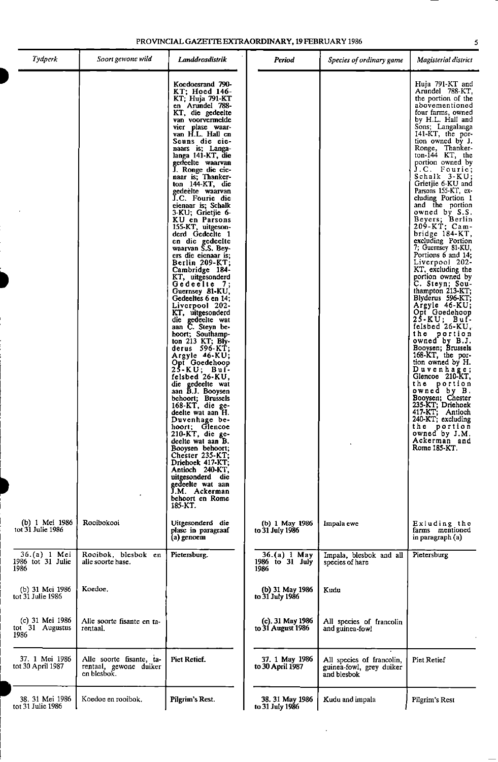| *Tydperk* | *Soort gewone wild* | *Landdrosdistrik* | *Period* | *Species of ordinary game* | *Magisterial district* |
|---|---|---|---|---|---|
| | | Koedoesrand 790-KT; Hoed 146-KT; Huja 791-KT en Arundel 788-KT, die gedeelte van voorvermelde vier plase waarvan H.L. Hall en Seuns die eienaars is; Langalanga 141-KT, die gedeelte waarvan J. Ronge die eienaar is; Thankerton 144-KT, die gedeelte waarvan J.C. Fourie die eienaar is; Schalk 3-KU; Grietjie 6-KU en Parsons 155-KT, uitgesonderd Gedeelte 1 en die gedeelte waarvan S.S. Beyers die eienaar is; Berlin 209-KT; Cambridge 184-KT, uitgesonderd Gedeelte 7; Guernsey 81-KU, Gedeeltes 6 en 14; Liverpool 202-KT, uitgesonderd die gedeelte wat aan C. Steyn behoort; Southampton 213 KT; Blyderus 596-KT; Argyle 46-KU; Opt Goedehoop 25-KU; Buffelsbed 26-KU, die gedeelte wat aan B.J. Booysen behoort; Brussels 168-KT, die gedeelte wat aan H. Duvenhage behoort; Glencoe 210-KT, die gedeelte wat aan B. Booysen behoort; Chester 235-KT; Driehoek 417-KT; Antioch 240-KT, uitgesonderd die gedeelte wat aan J.M. Ackerman behoort en Rome 185-KT. | | | Huja 791-KT and Arundel 788-KT, the portion of the abovementioned four farms, owned by H.L. Hall and Sons; Langalanga 141-KT, the portion owned by J. Ronge, Thankerton-144 KT, the portion owned by J.C. Fourie; Schalk 3-KU; Grietjie 6-KU and Parsons 155-KT, excluding Portion 1 and the portion owned by S.S. Beyers; Berlin 209-KT; Cambridge 184-KT, excluding Portion 7; Guernsey 81-KU, Portions 6 and 14; Liverpool 202-KT, excluding the portion owned by C. Steyn; Southampton 213-KT; Blyderus 596-KT; Argyle 46-KU; Opt Goedehoop 25-KU; Buffelsbed 26-KU, the portion owned by B.J. Booysen; Brussels 168-KT, the portion owned by H. Duvenhage; Glencoe 210-KT, the portion owned by B. Booysen; Chester 235-KT; Driehoek 417-KT; Antioch 240-KT; excluding the portion owned by J.M. Ackerman and Rome 185-KT. |
| (b) 1 Mei 1986 tot 31 Julie 1986 | Rooibokooi | Uitgesonderd die plase in paragraaf (a) genoem | (b) 1 May 1986 to 31 July 1986 | Impala ewe | Exluding the farms mentioned in paragraph (a) |
| 36.(a) 1 Mei 1986 tot 31 Julie 1986 | Rooibok, blesbok en alle soorte hase. | Pietersburg. | 36.(a) 1 May 1986 to 31 July 1986 | Impala, blesbok and all species of hare | Pietersburg |
| (b) 31 Mei 1986 tot 31 Julie 1986 | Koedoe. | | (b) 31 May 1986 to 31 July 1986 | Kudu | |
| (c) 31 Mei 1986 tot 31 Augustus 1986 | Alle soorte fisante en tarentaal. | | (c). 31 May 1986 to 31 August 1986 | All species of francolin and guinea-fowl | |
| 37. 1 Mei 1986 tot 30 April 1987 | Alle soorte fisante, tarentaal, gewone duiker en blesbok. | Piet Retief. | 37. 1 May 1986 to 30 April 1987 | All species of francolin, guinea-fowl, grey duiker and blesbok | Piet Retief |
| 38. 31 Mei 1986 tot 31 Julie 1986 | Koedoe en rooibok. | Pilgrim's Rest. | 38. 31 May 1986 to 31 July 1986 | Kudu and impala | Pilgrim's Rest |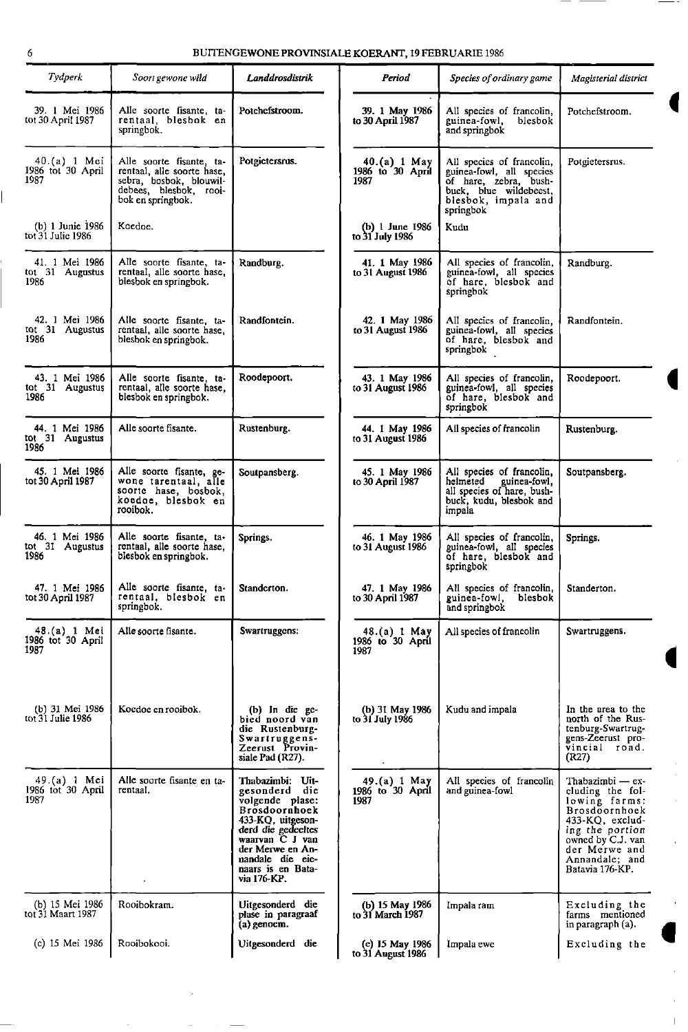| Tydperk | Soort gewone wild | Landdrosdistrik | Period | Species of ordinary game | Magisterial district |
|---|---|---|---|---|---|
| 39. 1 Mei 1986 tot 30 April 1987 | Alle soorte fisante, tarentaal, blesbok en springbok. | Potchefstroom. | 39. 1 May 1986 to 30 April 1987 | All species of francolin, guinea-fowl, blesbok and springbok | Potchefstroom. |
| 40.(a) 1 Mei 1986 tot 30 April 1987 | Alle soorte fisante, tarentaal, alle soorte hase, sebra, bosbok, blouwildebees, blesbok, rooibok en springbok. | Potgietersrus. | 40.(a) 1 May 1986 to 30 April 1987 | All species of francolin, guinea-fowl, all species of hare, zebra, bushbuck, blue wildebeest, blesbok, impala and springbok | Potgietersrus. |
| (b) 1 Junie 1986 tot 31 Julie 1986 | Koedoe. | | (b) 1 June 1986 to 31 July 1986 | Kudu | |
| 41. 1 Mei 1986 tot 31 Augustus 1986 | Alle soorte fisante, tarentaal, alle soorte hase, blesbok en springbok. | Randburg. | 41. 1 May 1986 to 31 August 1986 | All species of francolin, guinea-fowl, all species of hare, blesbok and springbok | Randburg. |
| 42. 1 Mei 1986 tot 31 Augustus 1986 | Alle soorte fisante, tarentaal, alle soorte hase, blesbok en springbok. | Randfontein. | 42. 1 May 1986 to 31 August 1986 | All species of francolin, guinea-fowl, all species of hare, blesbok and springbok | Randfontein. |
| 43. 1 Mei 1986 tot 31 Augustus 1986 | Alle soorte fisante, tarentaal, alle soorte hase, blesbok en springbok. | Roodepoort. | 43. 1 May 1986 to 31 August 1986 | All species of francolin, guinea-fowl, all species of hare, blesbok and springbok | Roodepoort. |
| 44. 1 Mei 1986 tot 31 Augustus 1986 | Alle soorte fisante. | Rustenburg. | 44. 1 May 1986 to 31 August 1986 | All species of francolin | Rustenburg. |
| 45. 1 Mei 1986 tot 30 April 1987 | Alle soorte fisante, gewone tarentaal, alle soorte hase, bosbok, koedoe, blesbok en rooibok. | Soutpansberg. | 45. 1 May 1986 to 30 April 1987 | All species of francolin, helmeted guinea-fowl, all species of hare, bushbuck, kudu, blesbok and impala | Soutpansberg. |
| 46. 1 Mei 1986 tot 31 Augustus 1986 | Alle soorte fisante, tarentaal, alle soorte hase, blesbok en springbok. | Springs. | 46. 1 May 1986 to 31 August 1986 | All species of francolin, guinea-fowl, all species of hare, blesbok and springbok | Springs. |
| 47. 1 Mei 1986 tot 30 April 1987 | Alle soorte fisante, tarentaal, blesbok en springbok. | Standerton. | 47. 1 May 1986 to 30 April 1987 | All species of francolin, guinea-fowl, blesbok and springbok | Standerton. |
| 48.(a) 1 Mei 1986 tot 30 April 1987 | Alle soorte fisante. | Swartruggens. | 48.(a) 1 May 1986 to 30 April 1987 | All species of francolin | Swartruggens. |
| (b) 31 Mei 1986 tot 31 Julie 1986 | Koedoe en rooibok. | (b) In die gebied noord van die Rustenburg-Swartruggens-Zeerust Provinsiale Pad (R27). | (b) 31 May 1986 to 31 July 1986 | Kudu and impala | In the area to the north of the Rustenburg-Swartruggens-Zeerust provincial road. (R27) |
| 49.(a) 1 Mei 1986 tot 30 April 1987 | Alle soorte fisante en tarentaal. | Thabazimbi: Uitgesonderd die volgende plase: Brosdoornhoek 433-KQ, uitgesonderd die gedeeltes waarvan C J van der Merwe en Annandale die eienaars is en Batavia 176-KP. | 49.(a) 1 May 1986 to 30 April 1987 | All species of francolin and guinea-fowl | Thabazimbi — excluding the following farms: Brosdoornhoek 433-KQ, excluding the portion owned by C.J. van der Merwe and Annandale; and Batavia 176-KP. |
| (b) 15 Mei 1986 tot 31 Maart 1987 | Rooibokram. | Uitgesonderd die plase in paragraaf (a) genoem. | (b) 15 May 1986 to 31 March 1987 | Impala ram | Excluding the farms mentioned in paragraph (a). |
| (c) 15 Mei 1986 | Rooibokooi. | Uitgesonderd die | (c) 15 May 1986 to 31 August 1986 | Impala ewe | Excluding the |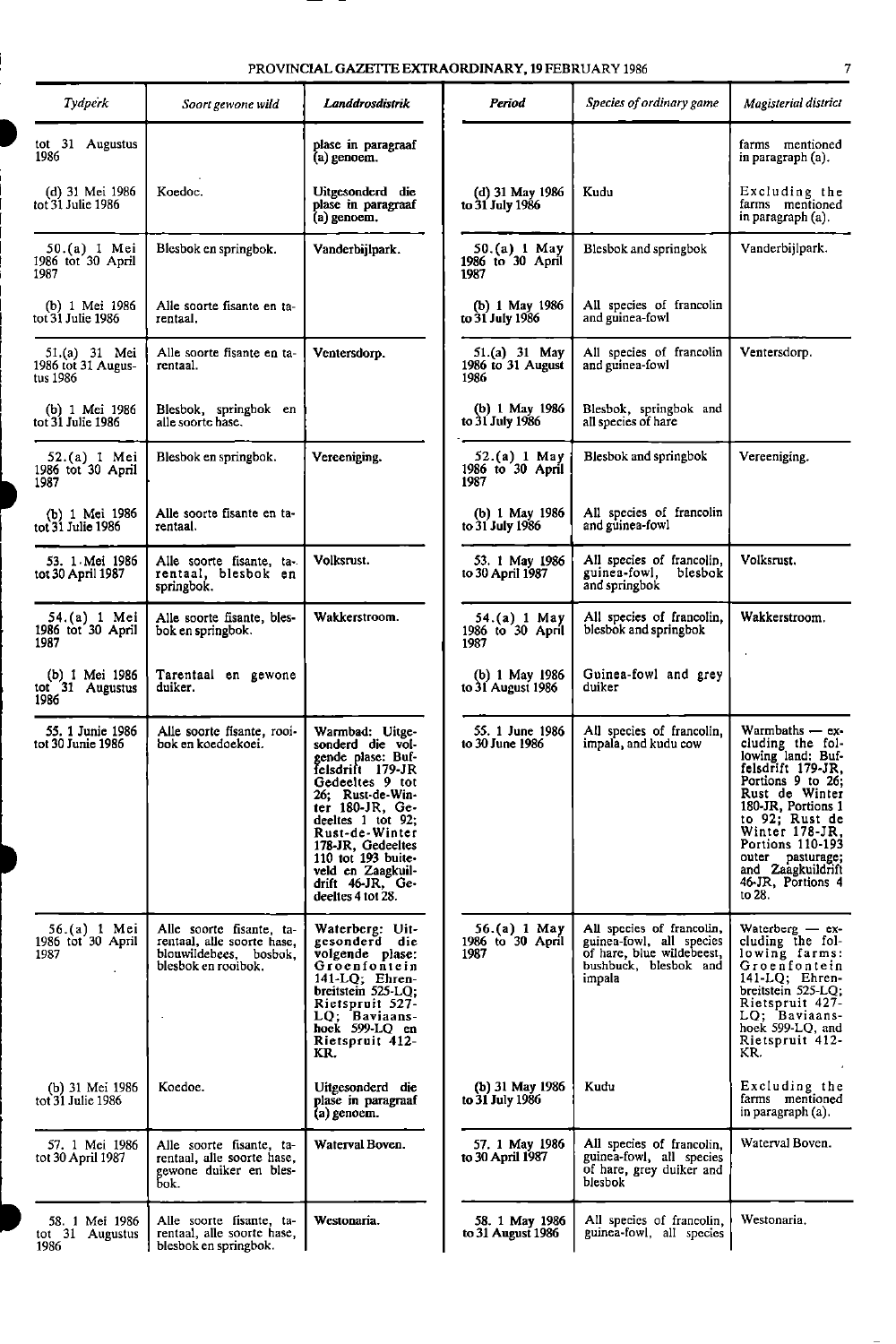| *Tydperk* | *Soort gewone wild* | *Landdrosdistrik* | *Period* | *Species of ordinary game* | *Magisterial district* |
|---|---|---|---|---|---|
| tot 31 Augustus 1986 | | plase in paragraaf (a) genoem. | | | farms mentioned in paragraph (a). |
| (d) 31 Mei 1986 tot 31 Julie 1986 | Koedoe. | Uitgesonderd die plase in paragraaf (a) genoem. | (d) 31 May 1986 to 31 July 1986 | Kudu | Excluding the farms mentioned in paragraph (a). |
| 50.(a) 1 Mei 1986 tot 30 April 1987 | Blesbok en springbok. | Vanderbijlpark. | 50.(a) 1 May 1986 to 30 April 1987 | Blesbok and springbok | Vanderbijlpark. |
| (b) 1 Mei 1986 tot 31 Julie 1986 | Alle soorte fisante en tarentaal. | | (b) 1 May 1986 to 31 July 1986 | All species of francolin and guinea-fowl | |
| 51.(a) 31 Mei 1986 tot 31 Augustus 1986 | Alle soorte fisante en tarentaal. | Ventersdorp. | 51.(a) 31 May 1986 to 31 August 1986 | All species of francolin and guinea-fowl | Ventersdorp. |
| (b) 1 Mei 1986 tot 31 Julie 1986 | Blesbok, springbok en alle soorte hase. | | (b) 1 May 1986 to 31 July 1986 | Blesbok, springbok and all species of hare | |
| 52.(a) 1 Mei 1986 tot 30 April 1987 | Blesbok en springbok. | Vereeniging. | 52.(a) 1 May 1986 to 30 April 1987 | Blesbok and springbok | Vereeniging. |
| (b) 1 Mei 1986 tot 31 Julie 1986 | Alle soorte fisante en tarentaal. | | (b) 1 May 1986 to 31 July 1986 | All species of francolin and guinea-fowl | |
| 53. 1 Mei 1986 tot 30 April 1987 | Alle soorte fisante, tarentaal, blesbok en springbok. | Volksrust. | 53. 1 May 1986 to 30 April 1987 | All species of francolin, guinea-fowl, blesbok and springbok | Volksrust. |
| 54.(a) 1 Mei 1986 tot 30 April 1987 | Alle soorte fisante, blesbok en springbok. | Wakkerstroom. | 54.(a) 1 May 1986 to 30 April 1987 | All species of francolin, blesbok and springbok | Wakkerstroom. |
| (b) 1 Mei 1986 tot 31 Augustus 1986 | Tarentaal en gewone duiker. | | (b) 1 May 1986 to 31 August 1986 | Guinea-fowl and grey duiker | |
| 55. 1 Junie 1986 tot 30 Junie 1986 | Alle soorte fisante, rooibok en koedoekoei. | Warmbad: Uitgesonderd die volgende plase: Buffelsdrift 179-JR Gedeeltes 9 tot 26; Rust-de-Winter 180-JR, Gedeeltes 1 tot 92; Rust-de-Winter 178-JR, Gedeeltes 110 tot 193 buiteveld en Zaagkuildrift 46-JR, Gedeeltes 4 tot 28. | 55. 1 June 1986 to 30 June 1986 | All species of francolin, impala, and kudu cow | Warmbaths — excluding the following land: Buffelsdrift 179-JR, Portions 9 to 26; Rust de Winter 180-JR, Portions 1 to 92; Rust de Winter 178-JR, Portions 110-193 outer pasturage; and Zaagkuildrift 46-JR, Portions 4 to 28. |
| 56.(a) 1 Mei 1986 tot 30 April 1987 | Alle soorte fisante, tarentaal, alle soorte hase, blouwildebees, bosbok, blesbok en rooibok. | Waterberg: Uitgesonderd die volgende plase: Groenfontein 141-LQ; Ehrenbreitstein 525-LQ; Rietspruit 527-LQ; Baviaanshoek 599-LQ en Rietspruit 412-KR. | 56.(a) 1 May 1986 to 30 April 1987 | All species of francolin, guinea-fowl, all species of hare, blue wildebeest, bushbuck, blesbok and impala | Waterberg — excluding the following farms: Groenfontein 141-LQ; Ehrenbreitstein 525-LQ; Rietspruit 427-LQ; Baviaanshoek 599-LQ, and Rietspruit 412-KR. |
| (b) 31 Mei 1986 tot 31 Julie 1986 | Koedoe. | Uitgesonderd die plase in paragraaf (a) genoem. | (b) 31 May 1986 to 31 July 1986 | Kudu | Excluding the farms mentioned in paragraph (a). |
| 57. 1 Mei 1986 tot 30 April 1987 | Alle soorte fisante, tarentaal, alle soorte hase, gewone duiker en blesbok. | Waterval Boven. | 57. 1 May 1986 to 30 April 1987 | All species of francolin, guinea-fowl, all species of hare, grey duiker and blesbok | Waterval Boven. |
| 58. 1 Mei 1986 tot 31 Augustus 1986 | Alle soorte fisante, tarentaal, alle soorte hase, blesbok en springbok. | Westonaria. | 58. 1 May 1986 to 31 August 1986 | All species of francolin, guinea-fowl, all species | Westonaria. |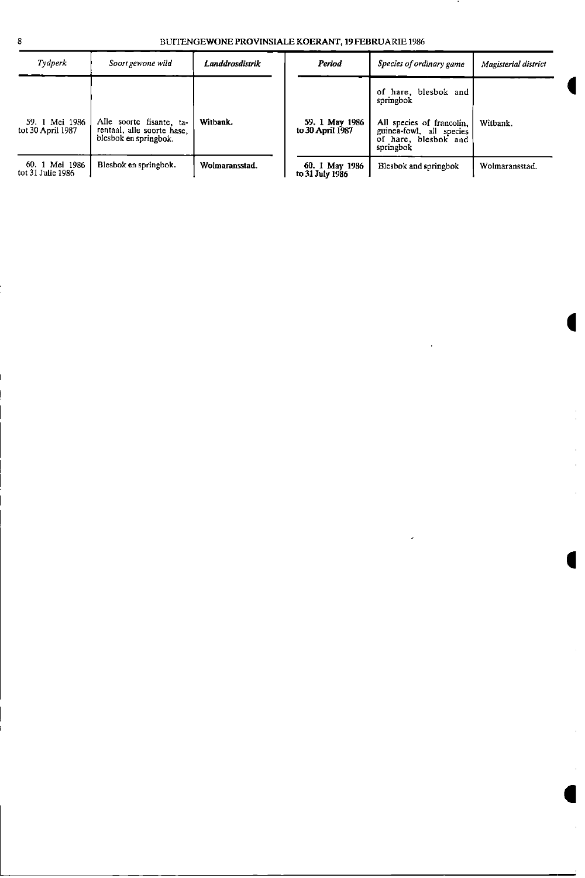| Tydperk | Soort gewone wild | Landdrosdistrik | Period | Species of ordinary game | Magisterial district |
|---|---|---|---|---|---|
| | | | | of hare, blesbok and springbok | |
| 59. 1 Mei 1986 tot 30 April 1987 | Alle soorte fisante, tarentaal, alle soorte hase, blesbok en springbok. | Witbank. | 59. 1 May 1986 to 30 April 1987 | All species of francolin, guinea-fowl, all species of hare, blesbok and springbok | Witbank. |
| 60. 1 Mei 1986 tot 31 Julie 1986 | Blesbok en springbok. | Wolmaransstad. | 60. 1 May 1986 to 31 July 1986 | Blesbok and springbok | Wolmaransstad. |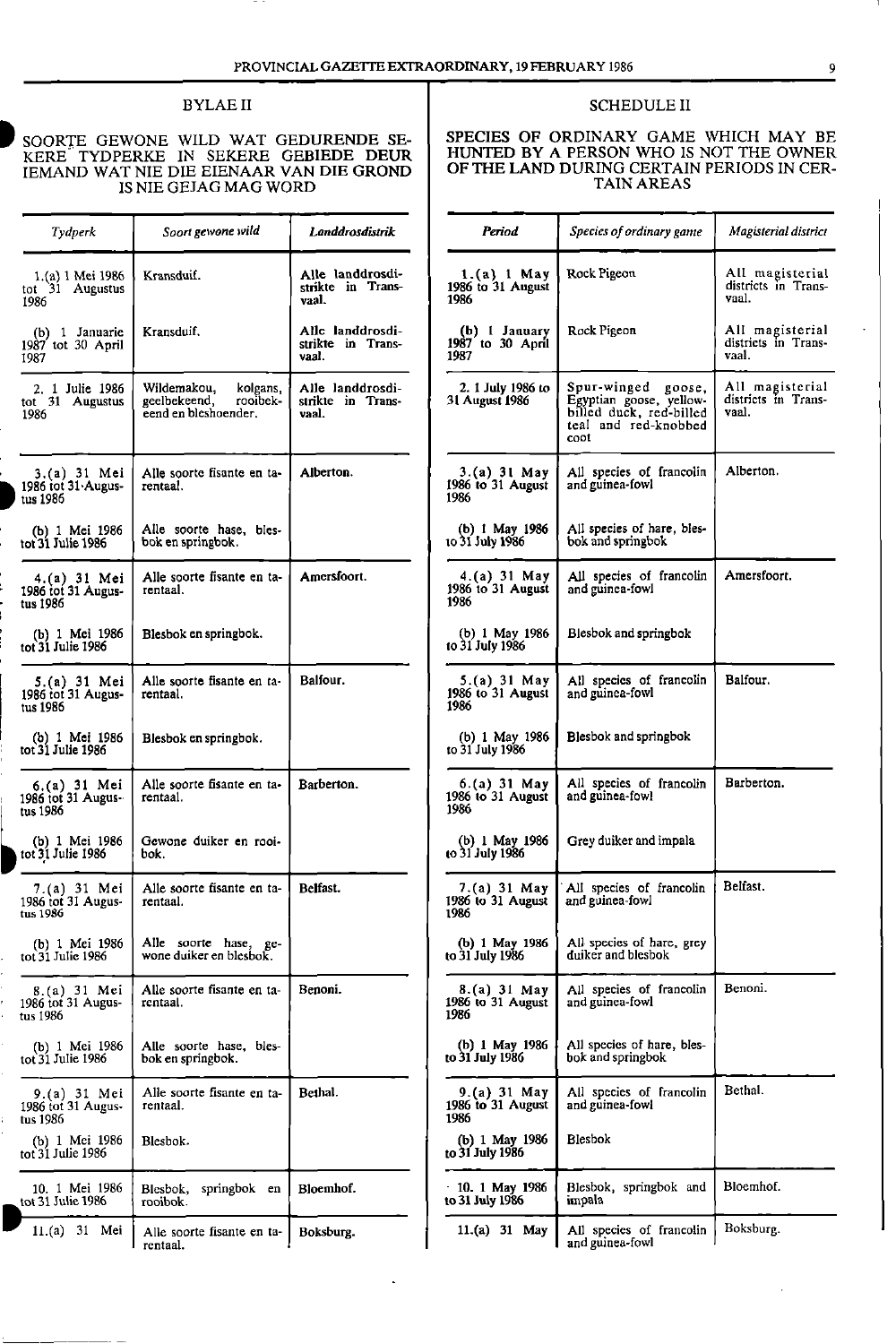## BYLAE II

### SOORTE GEWONE WILD WAT GEDURENDE SEKERE TYDPERKE IN SEKERE GEBIEDE DEUR IEMAND WAT NIE DIE EIENAAR VAN DIE GROND IS NIE GEJAG MAG WORD

| *Tydperk* | *Soort gewone wild* | *Landdrosdistrik* |
|---|---|---|
| 1.(a) 1 Mei 1986 tot 31 Augustus 1986 | Kransduif. | Alle landdrosdistrikte in Transvaal. |
| (b) 1 Januarie 1987 tot 30 April 1987 | Kransduif. | Alle landdrosdistrikte in Transvaal. |
| 2. 1 Julie 1986 tot 31 Augustus 1986 | Wildemakou, kolgans, geelbekeend, rooibekeend en bleshoender. | Alle landdrosdistrikte in Transvaal. |
| 3.(a) 31 Mei 1986 tot 31 Augustus 1986 | Alle soorte fisante en tarentaal. | Alberton. |
| (b) 1 Mei 1986 tot 31 Julie 1986 | Alle soorte hase, blesbok en springbok. | |
| 4.(a) 31 Mei 1986 tot 31 Augustus 1986 | Alle soorte fisante en tarentaal. | Amersfoort. |
| (b) 1 Mei 1986 tot 31 Julie 1986 | Blesbok en springbok. | |
| 5.(a) 31 Mei 1986 tot 31 Augustus 1986 | Alle soorte fisante en tarentaal. | Balfour. |
| (b) 1 Mei 1986 tot 31 Julie 1986 | Blesbok en springbok. | |
| 6.(a) 31 Mei 1986 tot 31 Augustus 1986 | Alle soorte fisante en tarentaal. | Barberton. |
| (b) 1 Mei 1986 tot 31 Julie 1986 | Gewone duiker en rooibok. | |
| 7.(a) 31 Mei 1986 tot 31 Augustus 1986 | Alle soorte fisante en tarentaal. | Belfast. |
| (b) 1 Mei 1986 tot 31 Julie 1986 | Alle soorte hase, gewone duiker en blesbok. | |
| 8.(a) 31 Mei 1986 tot 31 Augustus 1986 | Alle soorte fisante en tarentaal. | Benoni. |
| (b) 1 Mei 1986 tot 31 Julie 1986 | Alle soorte hase, blesbok en springbok. | |
| 9.(a) 31 Mei 1986 tot 31 Augustus 1986 | Alle soorte fisante en tarentaal. | Bethal. |
| (b) 1 Mei 1986 tot 31 Julie 1986 | Blesbok. | |
| 10. 1 Mei 1986 tot 31 Julie 1986 | Blesbok, springbok en rooibok. | Bloemhof. |
| 11.(a) 31 Mei | Alle soorte fisante en tarentaal. | Boksburg. |

## SCHEDULE II

### SPECIES OF ORDINARY GAME WHICH MAY BE HUNTED BY A PERSON WHO IS NOT THE OWNER OF THE LAND DURING CERTAIN PERIODS IN CERTAIN AREAS

| *Period* | *Species of ordinary game* | *Magisterial district* |
|---|---|---|
| 1.(a) 1 May 1986 to 31 August 1986 | Rock Pigeon | All magisterial districts in Transvaal. |
| (b) 1 January 1987 to 30 April 1987 | Rock Pigeon | All magisterial districts in Transvaal. |
| 2. 1 July 1986 to 31 August 1986 | Spur-winged goose, Egyptian goose, yellow-billed duck, red-billed teal and red-knobbed coot | All magisterial districts in Transvaal. |
| 3.(a) 31 May 1986 to 31 August 1986 | All species of francolin and guinea-fowl | Alberton. |
| (b) 1 May 1986 to 31 July 1986 | All species of hare, blesbok and springbok | |
| 4.(a) 31 May 1986 to 31 August 1986 | All species of francolin and guinea-fowl | Amersfoort. |
| (b) 1 May 1986 to 31 July 1986 | Blesbok and springbok | |
| 5.(a) 31 May 1986 to 31 August 1986 | All species of francolin and guinea-fowl | Balfour. |
| (b) 1 May 1986 to 31 July 1986 | Blesbok and springbok | |
| 6.(a) 31 May 1986 to 31 August 1986 | All species of francolin and guinea-fowl | Barberton. |
| (b) 1 May 1986 to 31 July 1986 | Grey duiker and impala | |
| 7.(a) 31 May 1986 to 31 August 1986 | All species of francolin and guinea-fowl | Belfast. |
| (b) 1 May 1986 to 31 July 1986 | All species of hare, grey duiker and blesbok | |
| 8.(a) 31 May 1986 to 31 August 1986 | All species of francolin and guinea-fowl | Benoni. |
| (b) 1 May 1986 to 31 July 1986 | All species of hare, blesbok and springbok | |
| 9.(a) 31 May 1986 to 31 August 1986 | All species of francolin and guinea-fowl | Bethal. |
| (b) 1 May 1986 to 31 July 1986 | Blesbok | |
| 10. 1 May 1986 to 31 July 1986 | Blesbok, springbok and impala | Bloemhof. |
| 11.(a) 31 May | All species of francolin and guinea-fowl | Boksburg. |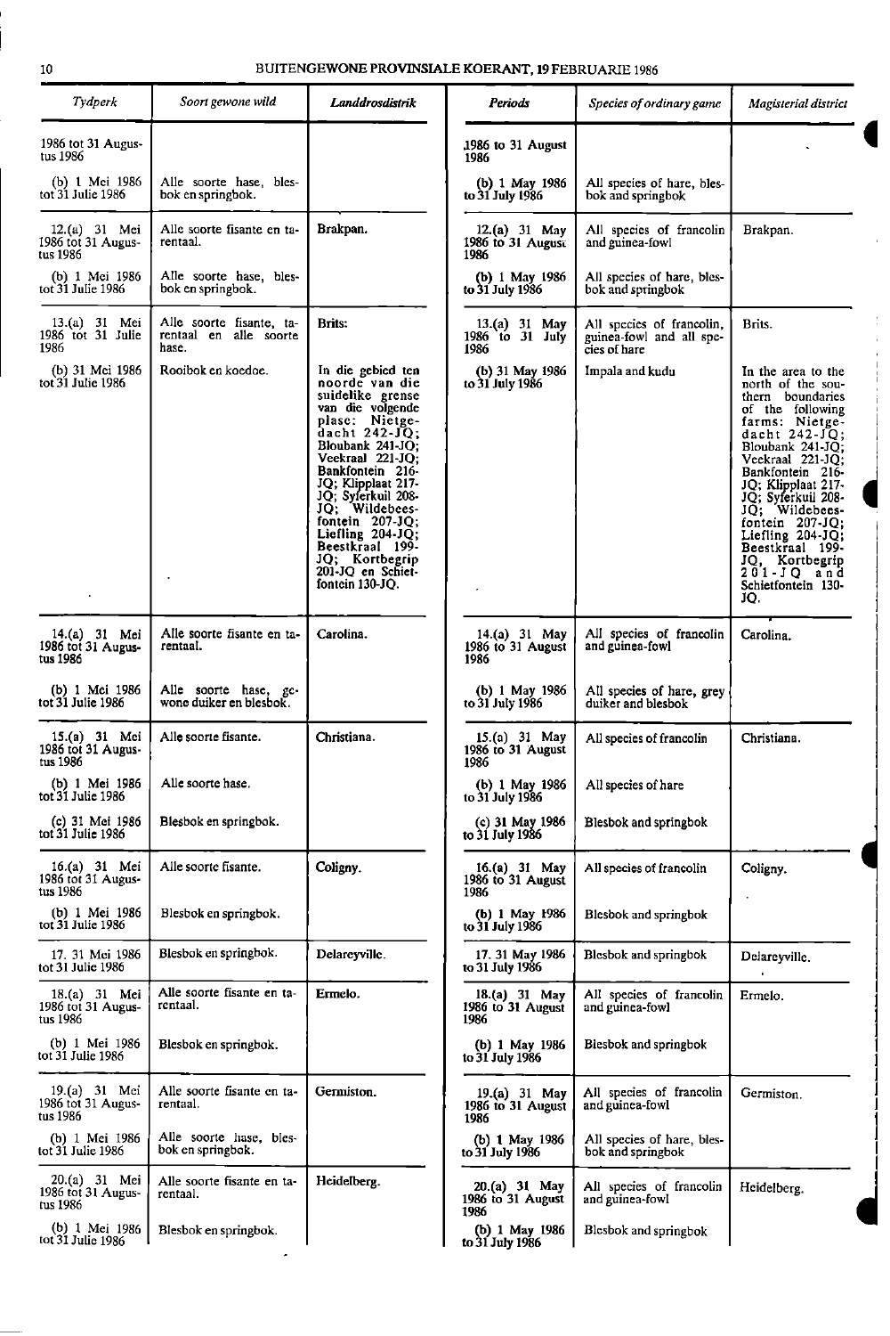| *Tydperk* | *Soort gewone wild* | *Landdrosdistrik* | *Periods* | *Species of ordinary game* | *Magisterial district* |
|---|---|---|---|---|---|
| 1986 tot 31 Augustus 1986 | | | 1986 to 31 August 1986 | | |
| (b) 1 Mei 1986 tot 31 Julie 1986 | Alle soorte hase, blesbok en springbok. | | (b) 1 May 1986 to 31 July 1986 | All species of hare, blesbok and springbok | |
| 12.(a) 31 Mei 1986 tot 31 Augustus 1986 | Alle soorte fisante en tarentaal. | Brakpan. | 12.(a) 31 May 1986 to 31 August 1986 | All species of francolin and guinea-fowl | Brakpan. |
| (b) 1 Mei 1986 tot 31 Julie 1986 | Alle soorte hase, blesbok en springbok. | | (b) 1 May 1986 to 31 July 1986 | All species of hare, blesbok and springbok | |
| 13.(a) 31 Mei 1986 tot 31 Julie 1986 | Alle soorte fisante, tarentaal en alle soorte hase. | Brits. | 13.(a) 31 May 1986 to 31 July 1986 | All species of francolin, guinea-fowl and all species of hare | Brits. |
| (b) 31 Mei 1986 tot 31 Julie 1986 | Rooibok en koedoe. | In die gebied ten noorde van die suidelike grense van die volgende plase: Nietgedacht 242-JQ; Bloubank 241-JQ; Veekraal 221-JQ; Bankfontein 216-JQ; Klipplaat 217-JQ; Syferkuil 208-JQ; Wildebeesfontein 207-JQ; Liefling 204-JQ; Beestkraal 199-JQ; Kortbegrip 201-JQ en Schietfontein 130-JQ. | (b) 31 May 1986 to 31 July 1986 | Impala and kudu | In the area to the north of the southern boundaries of the following farms: Nietgedacht 242-JQ; Bloubank 241-JQ; Veekraal 221-JQ; Bankfontein 216-JQ; Klipplaat 217-JQ; Syferkuil 208-JQ; Wildebeesfontein 207-JQ; Liefling 204-JQ; Beestkraal 199-JQ, Kortbegrip 201-JQ and Schietfontein 130-JQ. |
| 14.(a) 31 Mei 1986 tot 31 Augustus 1986 | Alle soorte fisante en tarentaal. | Carolina. | 14.(a) 31 May 1986 to 31 August 1986 | All species of francolin and guinea-fowl | Carolina. |
| (b) 1 Mei 1986 tot 31 Julie 1986 | Alle soorte hase, gewone duiker en blesbok. | | (b) 1 May 1986 to 31 July 1986 | All species of hare, grey duiker and blesbok | |
| 15.(a) 31 Mei 1986 tot 31 Augustus 1986 | Alle soorte fisante. | Christiana. | 15.(a) 31 May 1986 to 31 August 1986 | All species of francolin | Christiana. |
| (b) 1 Mei 1986 tot 31 Julie 1986 | Alle soorte hase. | | (b) 1 May 1986 to 31 July 1986 | All species of hare | |
| (c) 31 Mei 1986 tot 31 Julie 1986 | Blesbok en springbok. | | (c) 31 May 1986 to 31 July 1986 | Blesbok and springbok | |
| 16.(a) 31 Mei 1986 tot 31 Augustus 1986 | Alle soorte fisante. | Coligny. | 16.(a) 31 May 1986 to 31 August 1986 | All species of francolin | Coligny. |
| (b) 1 Mei 1986 tot 31 Julie 1986 | Blesbok en springbok. | | (b) 1 May 1986 to 31 July 1986 | Blesbok and springbok | |
| 17. 31 Mei 1986 tot 31 Julie 1986 | Blesbok en springbok. | Delareyville. | 17. 31 May 1986 to 31 July 1986 | Blesbok and springbok | Delareyville. |
| 18.(a) 31 Mei 1986 tot 31 Augustus 1986 | Alle soorte fisante en tarentaal. | Ermelo. | 18.(a) 31 May 1986 to 31 August 1986 | All species of francolin and guinea-fowl | Ermelo. |
| (b) 1 Mei 1986 tot 31 Julie 1986 | Blesbok en springbok. | | (b) 1 May 1986 to 31 July 1986 | Blesbok and springbok | |
| 19.(a) 31 Mei 1986 tot 31 Augustus 1986 | Alle soorte fisante en tarentaal. | Germiston. | 19.(a) 31 May 1986 to 31 August 1986 | All species of francolin and guinea-fowl | Germiston. |
| (b) 1 Mei 1986 tot 31 Julie 1986 | Alle soorte hase, blesbok en springbok. | | (b) 1 May 1986 to 31 July 1986 | All species of hare, blesbok and springbok | |
| 20.(a) 31 Mei 1986 tot 31 Augustus 1986 | Alle soorte fisante en tarentaal. | Heidelberg. | 20.(a) 31 May 1986 to 31 August 1986 | All species of francolin and guinea-fowl | Heidelberg. |
| (b) 1 Mei 1986 tot 31 Julie 1986 | Blesbok en springbok. | | (b) 1 May 1986 to 31 July 1986 | Blesbok and springbok | |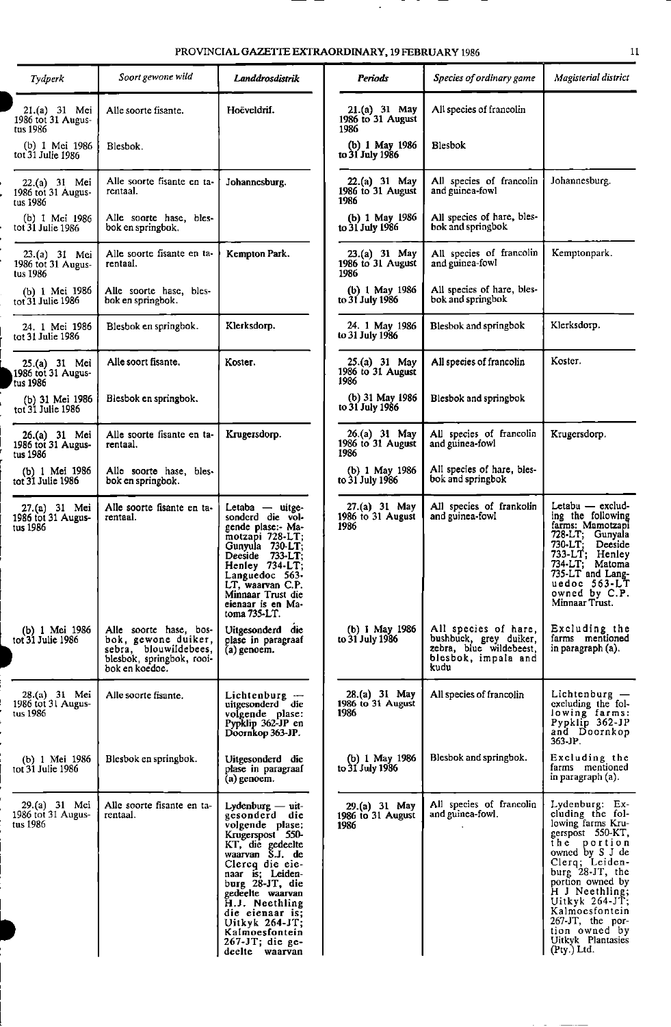| Tydperk | Soort gewone wild | Landdrosdistrik | Periods | Species of ordinary game | Magisterial district |
|---|---|---|---|---|---|
| 21.(a) 31 Mei 1986 tot 31 Augustus 1986 | Alle soorte fisante. | Hoëveldrif. | 21.(a) 31 May 1986 to 31 August 1986 | All species of francolin | |
| (b) 1 Mei 1986 tot 31 Julie 1986 | Blesbok. | | (b) 1 May 1986 to 31 July 1986 | Blesbok | |
| 22.(a) 31 Mei 1986 tot 31 Augustus 1986 | Alle soorte fisante en tarentaal. | Johannesburg. | 22.(a) 31 May 1986 to 31 August 1986 | All species of francolin and guinea-fowl | Johannesburg. |
| (b) 1 Mei 1986 tot 31 Julie 1986 | Alle soorte hase, blesbok en springbok. | | (b) 1 May 1986 to 31 July 1986 | All species of hare, blesbok and springbok | |
| 23.(a) 31 Mei 1986 tot 31 Augustus 1986 | Alle soorte fisante en tarentaal. | Kempton Park. | 23.(a) 31 May 1986 to 31 August 1986 | All species of francolin and guinea-fowl | Kemptonpark. |
| (b) 1 Mei 1986 tot 31 Julie 1986 | Alle soorte hase, blesbok en springbok. | | (b) 1 May 1986 to 31 July 1986 | All species of hare, blesbok and springbok | |
| 24. 1 Mei 1986 tot 31 Julie 1986 | Blesbok en springbok. | Klerksdorp. | 24. 1 May 1986 to 31 July 1986 | Blesbok and springbok | Klerksdorp. |
| 25.(a) 31 Mei 1986 tot 31 Augustus 1986 | Alle soort fisante. | Koster. | 25.(a) 31 May 1986 to 31 August 1986 | All species of francolin | Koster. |
| (b) 31 Mei 1986 tot 31 Julie 1986 | Blesbok en springbok. | | (b) 31 May 1986 to 31 July 1986 | Blesbok and springbok | |
| 26.(a) 31 Mei 1986 tot 31 Augustus 1986 | Alle soorte fisante en tarentaal. | Krugersdorp. | 26.(a) 31 May 1986 to 31 August 1986 | All species of francolin and guinea-fowl | Krugersdorp. |
| (b) 1 Mei 1986 tot 31 Julie 1986 | Alle soorte hase, blesbok en springbok. | | (b) 1 May 1986 to 31 July 1986 | All species of hare, blesbok and springbok | |
| 27.(a) 31 Mei 1986 tot 31 Augustus 1986 | Alle soorte fisante en tarentaal. | Letaba — uitgesonderd die volgende plase:- Mamotzapi 728-LT; Gunyula 730-LT; Deeside 733-LT; Henley 734-LT; Languedoc 563-LT, waarvan C.P. Minnaar Trust die eienaar is en Matoma 735-LT. | 27.(a) 31 May 1986 to 31 August 1986 | All species of frankolin and guinea-fowl | Letaba — excluding the following farms: Mamotzapi 728-LT; Gunyala 730-LT; Deeside 733-LT; Henley 734-LT; Matoma 735-LT and Languedoc 563-LT owned by C.P. Minnaar Trust. |
| (b) 1 Mei 1986 tot 31 Julie 1986 | Alle soorte hase, bosbok, gewone duiker, sebra, blouwildebees, blesbok, springbok, rooibok en koedoe. | Uitgesonderd die plase in paragraaf (a) genoem. | (b) 1 May 1986 to 31 July 1986 | All species of hare, bushbuck, grey duiker, zebra, blue wildebeest, blesbok, impala and kudu | Excluding the farms mentioned in paragraph (a). |
| 28.(a) 31 Mei 1986 tot 31 Augustus 1986 | Alle soorte fisante. | Lichtenburg — uitgesonderd die volgende plase: Pypklip 362-JP en Doornkop 363-JP. | 28.(a) 31 May 1986 to 31 August 1986 | All species of francolin | Lichtenburg — excluding the following farms: Pypklip 362-JP and Doornkop 363-JP. |
| (b) 1 Mei 1986 tot 31 Julie 1986 | Blesbok en springbok. | Uitgesonderd die plase in paragraaf (a) genoem. | (b) 1 May 1986 to 31 July 1986 | Blesbok and springbok. | Excluding the farms mentioned in paragraph (a). |
| 29.(a) 31 Mei 1986 tot 31 Augustus 1986 | Alle soorte fisante en tarentaal. | Lydenburg — uitgesonderd die volgende plase: Krugerspost 550-KT, die gedeelte waarvan S.J. de Clercq die eienaar is; Leidenburg 28-JT, die gedeelte waarvan H.J. Neethling die eienaar is; Uitkyk 264-JT; Kalmoesfontein 267-JT; die gedeelte waarvan | 29.(a) 31 May 1986 to 31 August 1986 | All species of francolin and guinea-fowl. | Lydenburg: Excluding the following farms Krugerspost 550-KT, the portion owned by S J de Clerq; Leidenburg 28-JT, the portion owned by H J Neethling; Uitkyk 264-JT; Kalmoesfontein 267-JT, the portion owned by Uitkyk Plantasies (Pty.) Ltd. |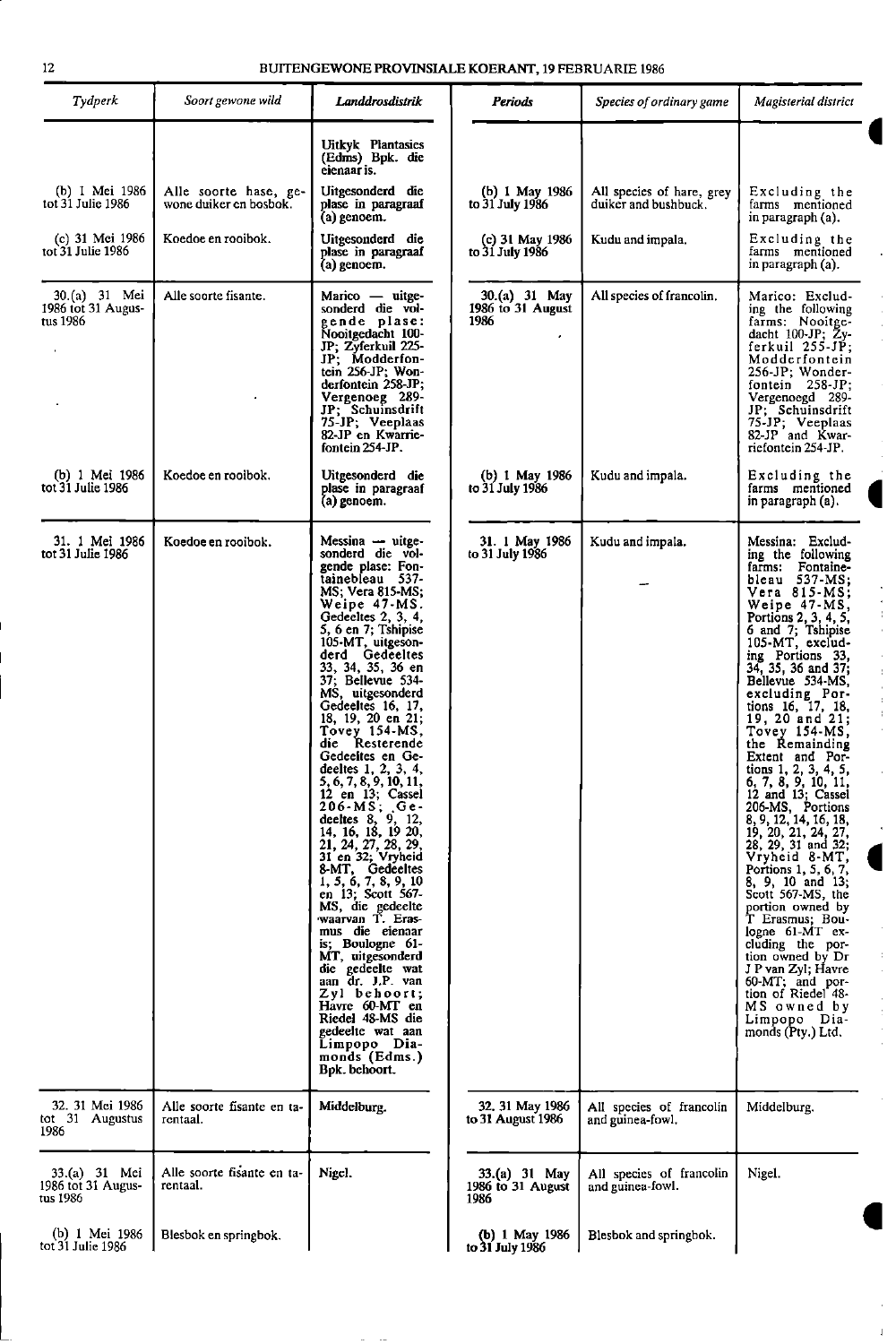| Tydperk | Soort gewone wild | Landdrosdistrik | Periods | Species of ordinary game | Magisterial district |
|---|---|---|---|---|---|
| | | Uitkyk Plantasies (Edms) Bpk. die eienaar is. | | | |
| (b) 1 Mei 1986 tot 31 Julie 1986 | Alle soorte hase, gewone duiker en bosbok. | Uitgesonderd die plase in paragraaf (a) genoem. | (b) 1 May 1986 to 31 July 1986 | All species of hare, grey duiker and bushbuck. | Excluding the farms mentioned in paragraph (a). |
| (c) 31 Mei 1986 tot 31 Julie 1986 | Koedoe en rooibok. | Uitgesonderd die plase in paragraaf (a) genoem. | (c) 31 May 1986 to 31 July 1986 | Kudu and impala. | Excluding the farms mentioned in paragraph (a). |
| 30.(a) 31 Mei 1986 tot 31 Augustus 1986 | Alle soorte fisante. | Marico — uitgesonderd die volgende plase: Nooitgedacht 100-JP; Zyferkuil 225-JP; Modderfontein 256-JP; Wonderfontein 258-JP; Vergenoeg 289-JP; Schuinsdrift 75-JP; Veeplaas 82-JP en Kwarriefontein 254-JP. | 30.(a) 31 May 1986 to 31 August 1986 | All species of francolin. | Marico: Excluding the following farms: Nooitgedacht 100-JP; Zyferkuil 255-JP; Modderfontein 256-JP; Wonderfontein 258-JP; Vergenoegd 289-JP; Schuinsdrift 75-JP; Veeplaas 82-JP and Kwariefontein 254-JP. |
| (b) 1 Mei 1986 tot 31 Julie 1986 | Koedoe en rooibok. | Uitgesonderd die plase in paragraaf (a) genoem. | (b) 1 May 1986 to 31 July 1986 | Kudu and impala. | Excluding the farms mentioned in paragraph (a). |
| 31. 1 Mei 1986 tot 31 Julie 1986 | Koedoe en rooibok. | Messina — uitgesonderd die volgende plase: Fontainebleau 537-MS; Vera 815-MS; Weipe 47-MS. Gedeeltes 2, 3, 4, 5, 6 en 7; Tshipise 105-MT, uitgesonderd Gedeeltes 33, 34, 35, 36 en 37; Bellevue 534-MS, uitgesonderd Gedeeltes 16, 17, 18, 19, 20 en 21; Tovey 154-MS, die Resterende Gedeeltes en Gedeeltes 1, 2, 3, 4, 5, 6, 7, 8, 9, 10, 11, 12 en 13; Cassel 206-MS; Gedeeltes 8, 9, 12, 14, 16, 18, 19 20, 21, 24, 27, 28, 29, 31 en 32; Vryheid 8-MT, Gedeeltes 1, 5, 6, 7, 8, 9, 10 en 13; Scott 567-MS, die gedeelte waarvan T. Erasmus die eienaar is; Boulogne 61-MT, uitgesonderd die gedeelte wat aan dr. J.P. van Zyl behoort; Havre 60-MT en Riedel 48-MS die gedeelte wat aan Limpopo Diamonds (Edms.) Bpk. behoort. | 31. 1 May 1986 to 31 July 1986 | Kudu and impala. | Messina: Excluding the following farms: Fontainebleau 537-MS; Vera 815-MS; Weipe 47-MS, Portions 2, 3, 4, 5, 6 and 7; Tshipise 105-MT, excluding Portions 33, 34, 35, 36 and 37; Bellevue 534-MS, excluding Portions 16, 17, 18, 19, 20 and 21; Tovey 154-MS, the Remainding Extent and Portions 1, 2, 3, 4, 5, 6, 7, 8, 9, 10, 11, 12 and 13; Cassel 206-MS, Portions 8, 9, 12, 14, 16, 18, 19, 20, 21, 24, 27, 28, 29, 31 and 32; Vryheid 8-MT, Portions 1, 5, 6, 7, 8, 9, 10 and 13; Scott 567-MS, the portion owned by T Erasmus; Boulogne 61-MT excluding the portion owned by Dr J P van Zyl; Havre 60-MT; and portion of Riedel 48-MS owned by Limpopo Diamonds (Pty.) Ltd. |
| 32. 31 Mei 1986 tot 31 Augustus 1986 | Alle soorte fisante en tarentaal. | Middelburg. | 32. 31 May 1986 to 31 August 1986 | All species of francolin and guinea-fowl. | Middelburg. |
| 33.(a) 31 Mei 1986 tot 31 Augustus 1986 | Alle soorte fisante en tarentaal. | Nigel. | 33.(a) 31 May 1986 to 31 August 1986 | All species of francolin and guinea-fowl. | Nigel. |
| (b) 1 Mei 1986 tot 31 Julie 1986 | Blesbok en springbok. | | (b) 1 May 1986 to 31 July 1986 | Blesbok and springbok. | |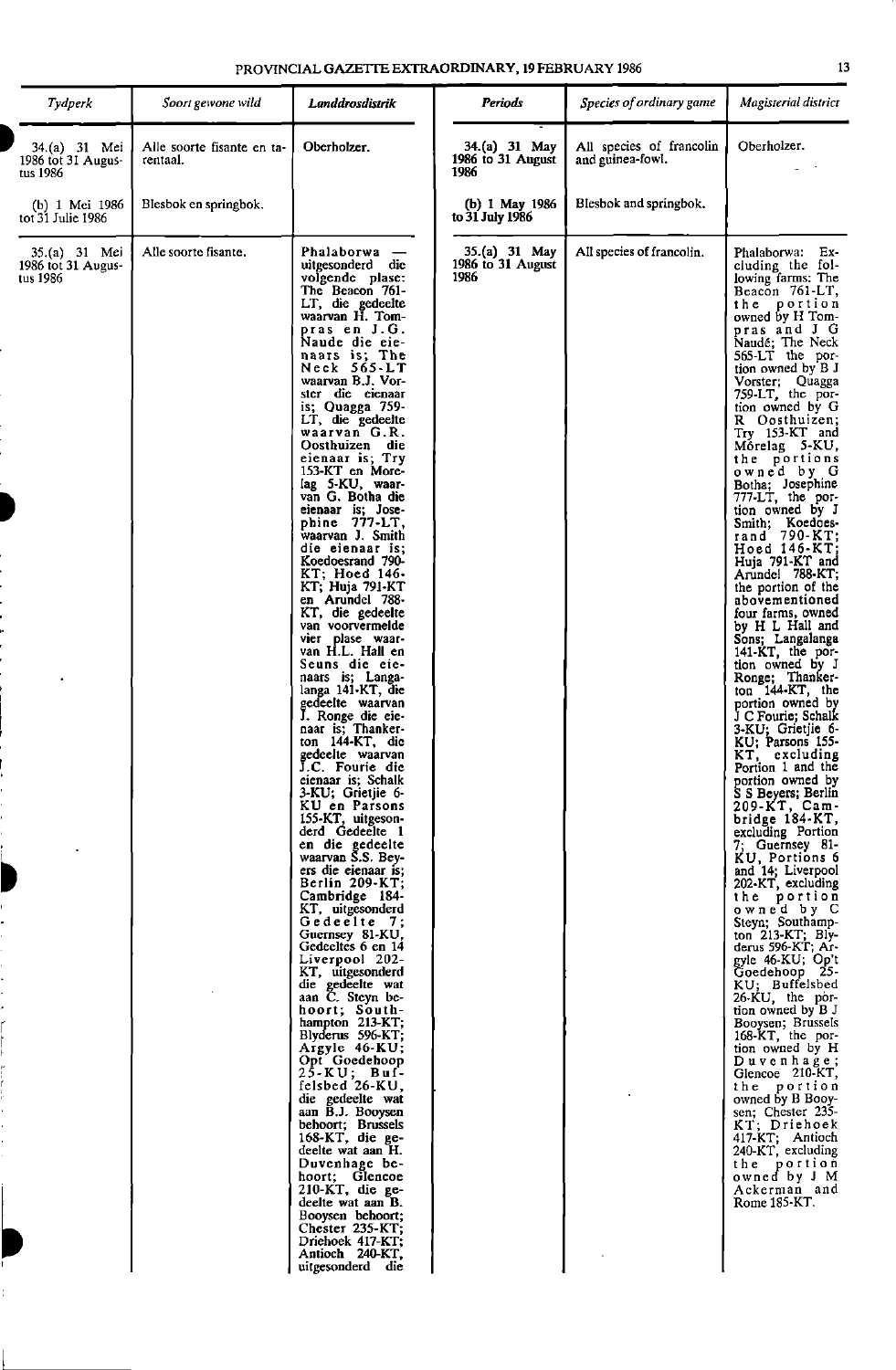| Tydperk | Soort gewone wild | Landdrosdistrik | Periods | Species of ordinary game | Magisterial district |
|---|---|---|---|---|---|
| 34.(a) 31 Mei 1986 tot 31 Augustus 1986 | Alle soorte fisante en tarentaal. | Oberholzer. | 34.(a) 31 May 1986 to 31 August 1986 | All species of francolin and guinea-fowl. | Oberholzer. |
| (b) 1 Mei 1986 tot 31 Julie 1986 | Blesbok en springbok. | | (b) 1 May 1986 to 31 July 1986 | Blesbok and springbok. | |
| 35.(a) 31 Mei 1986 tot 31 Augustus 1986 | Alle soorte fisante. | Phalaborwa — uitgesonderd die volgende plase: The Beacon 761-LT, die gedeelte waarvan H. Tompras en J.G. Naude die eienaars is; The Neck 565-LT waarvan B.J. Vorster die eienaar is; Quagga 759-LT, die gedeelte waarvan G.R. Oosthuizen die eienaar is; Try 153-KT en Morelag 5-KU, waarvan G. Botha die eienaar is; Josephine 777-LT, waarvan J. Smith die eienaar is; Koedoesrand 790-KT; Hoed 146-KT; Huja 791-KT en Arundel 788-KT, die gedeelte van voorvermelde vier plase waarvan H.L. Hall en Seuns die eienaars is; Langalanga 141-KT, die gedeelte waarvan J. Ronge die eienaar is; Thankerton 144-KT, die gedeelte waarvan J.C. Fourie die eienaar is; Schalk 3-KU; Grietjie 6-KU en Parsons 155-KT, uitgesonderd Gedeelte 1 en die gedeelte waarvan S.S. Beyers die eienaar is; Berlin 209-KT; Cambridge 184-KT, uitgesonderd Gedeelte 7; Guernsey 81-KU, Gedeeltes 6 en 14 Liverpool 202-KT, uitgesonderd die gedeelte wat aan C. Steyn behoort; Southhampton 213-KT; Blyderus 596-KT; Argyle 46-KU; Opt Goedehoop 25-KU; Buffelsbed 26-KU, die gedeelte wat aan B.J. Booysen behoort; Brussels 168-KT, die gedeelte wat aan H. Duvenhage behoort; Glencoe 210-KT, die gedeelte wat aan B. Booysen behoort; Chester 235-KT; Driehoek 417-KT; Antioch 240-KT, uitgesonderd die | 35.(a) 31 May 1986 to 31 August 1986 | All species of francolin. | Phalaborwa: Excluding the following farms: The Beacon 761-LT, the portion owned by H Tompras and J G Naudé; The Neck 565-LT the portion owned by B J Vorster; Quagga 759-LT, the portion owned by G R Oosthuizen; Try 153-KT and Môrelag 5-KU, the portions owned by G Botha; Josephine 777-LT, the portion owned by J Smith; Koedoesrand 790-KT; Hoed 146-KT; Huja 791-KT and Arundel 788-KT; the portion of the abovementioned four farms, owned by H L Hall and Sons; Langalanga 141-KT, the portion owned by J Ronge; Thankerton 144-KT, the portion owned by J C Fourie; Schalk 3-KU; Grietjie 6-KU; Parsons 155-KT, excluding Portion 1 and the portion owned by S S Beyers; Berlin 209-KT, Cambridge 184-KT, excluding Portion 7; Guernsey 81-KU, Portions 6 and 14; Liverpool 202-KT, excluding the portion owned by C Steyn; Southampton 213-KT; Blyderus 596-KT; Argyle 46-KU; Op't Goedehoop 25-KU; Buffelsbed 26-KU, the portion owned by B J Booysen; Brussels 168-KT, the portion owned by H Duvenhage; Glencoe 210-KT, the portion owned by B Booysen; Chester 235-KT; Driehoek 417-KT; Antioch 240-KT, excluding the portion owned by J M Ackerman and Rome 185-KT. |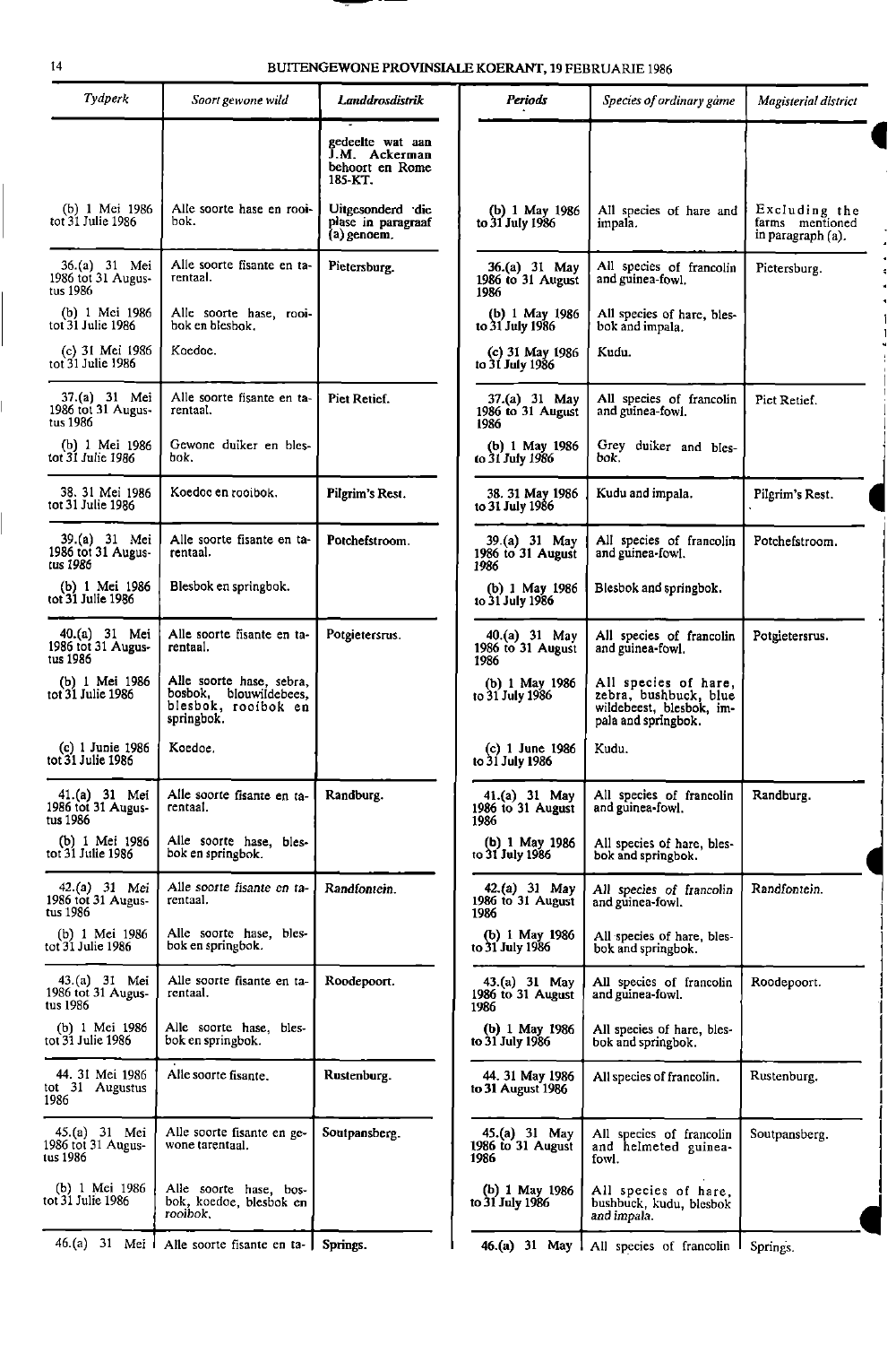| Tydperk | Soort gewone wild | Landdrosdistrik | Periods | Species of ordinary game | Magisterial district |
|---|---|---|---|---|---|
| | | gedeelte wat aan J.M. Ackerman behoort en Rome 185-KT. | | | |
| (b) 1 Mei 1986 tot 31 Julie 1986 | Alle soorte hase en rooibok. | Uitgesonderd die plase in paragraaf (a) genoem. | (b) 1 May 1986 to 31 July 1986 | All species of hare and impala. | Excluding the farms mentioned in paragraph (a). |
| 36.(a) 31 Mei 1986 tot 31 Augustus 1986 | Alle soorte fisante en tarentaal. | Pietersburg. | 36.(a) 31 May 1986 to 31 August 1986 | All species of francolin and guinea-fowl. | Pietersburg. |
| (b) 1 Mei 1986 tot 31 Julie 1986 | Alle soorte hase, rooibok en blesbok. | | (b) 1 May 1986 to 31 July 1986 | All species of hare, blesbok and impala. | |
| (c) 31 Mei 1986 tot 31 Julie 1986 | Koedoe. | | (c) 31 May 1986 to 31 July 1986 | Kudu. | |
| 37.(a) 31 Mei 1986 tot 31 Augustus 1986 | Alle soorte fisante en tarentaal. | Piet Retief. | 37.(a) 31 May 1986 to 31 August 1986 | All species of francolin and guinea-fowl. | Piet Retief. |
| (b) 1 Mei 1986 tot 31 Julie 1986 | Gewone duiker en blesbok. | | (b) 1 May 1986 to 31 July 1986 | Grey duiker and blesbok. | |
| 38. 31 Mei 1986 tot 31 Julie 1986 | Koedoe en rooibok. | Pilgrim's Rest. | 38. 31 May 1986 to 31 July 1986 | Kudu and impala. | Pilgrim's Rest. |
| 39.(a) 31 Mei 1986 tot 31 Augustus 1986 | Alle soorte fisante en tarentaal. | Potchefstroom. | 39.(a) 31 May 1986 to 31 August 1986 | All species of francolin and guinea-fowl. | Potchefstroom. |
| (b) 1 Mei 1986 tot 31 Julie 1986 | Blesbok en springbok. | | (b) 1 May 1986 to 31 July 1986 | Blesbok and springbok. | |
| 40.(a) 31 Mei 1986 tot 31 Augustus 1986 | Alle soorte fisante en tarentaal. | Potgietersrus. | 40.(a) 31 May 1986 to 31 August 1986 | All species of francolin and guinea-fowl. | Potgietersrus. |
| (b) 1 Mei 1986 tot 31 Julie 1986 | Alle soorte hase, sebra, bosbok, blouwildebees, blesbok, rooibok en springbok. | | (b) 1 May 1986 to 31 July 1986 | All species of hare, zebra, bushbuck, blue wildebeest, blesbok, impala and springbok. | |
| (c) 1 Junie 1986 tot 31 Julie 1986 | Koedoe. | | (c) 1 June 1986 to 31 July 1986 | Kudu. | |
| 41.(a) 31 Mei 1986 tot 31 Augustus 1986 | Alle soorte fisante en tarentaal. | Randburg. | 41.(a) 31 May 1986 to 31 August 1986 | All species of francolin and guinea-fowl. | Randburg. |
| (b) 1 Mei 1986 tot 31 Julie 1986 | Alle soorte hase, blesbok en springbok. | | (b) 1 May 1986 to 31 July 1986 | All species of hare, blesbok and springbok. | |
| 42.(a) 31 Mei 1986 tot 31 Augustus 1986 | Alle soorte fisante en tarentaal. | Randfontein. | 42.(a) 31 May 1986 to 31 August 1986 | All species of francolin and guinea-fowl. | Randfontein. |
| (b) 1 Mei 1986 tot 31 Julie 1986 | Alle soorte hase, blesbok en springbok. | | (b) 1 May 1986 to 31 July 1986 | All species of hare, blesbok and springbok. | |
| 43.(a) 31 Mei 1986 tot 31 Augustus 1986 | Alle soorte fisante en tarentaal. | Roodepoort. | 43.(a) 31 May 1986 to 31 August 1986 | All species of francolin and guinea-fowl. | Roodepoort. |
| (b) 1 Mei 1986 tot 31 Julie 1986 | Alle soorte hase, blesbok en springbok. | | (b) 1 May 1986 to 31 July 1986 | All species of hare, blesbok and springbok. | |
| 44. 31 Mei 1986 tot 31 Augustus 1986 | Alle soorte fisante. | Rustenburg. | 44. 31 May 1986 to 31 August 1986 | All species of francolin. | Rustenburg. |
| 45.(a) 31 Mei 1986 tot 31 Augustus 1986 | Alle soorte fisante en gewone tarentaal. | Soutpansberg. | 45.(a) 31 May 1986 to 31 August 1986 | All species of francolin and helmeted guinea-fowl. | Soutpansberg. |
| (b) 1 Mei 1986 tot 31 Julie 1986 | Alle soorte hase, bosbok, koedoe, blesbok en rooibok. | | (b) 1 May 1986 to 31 July 1986 | All species of hare, bushbuck, kudu, blesbok and impala. | |
| 46.(a) 31 Mei | Alle soorte fisante en ta- | Springs. | 46.(a) 31 May | All species of francolin | Springs. |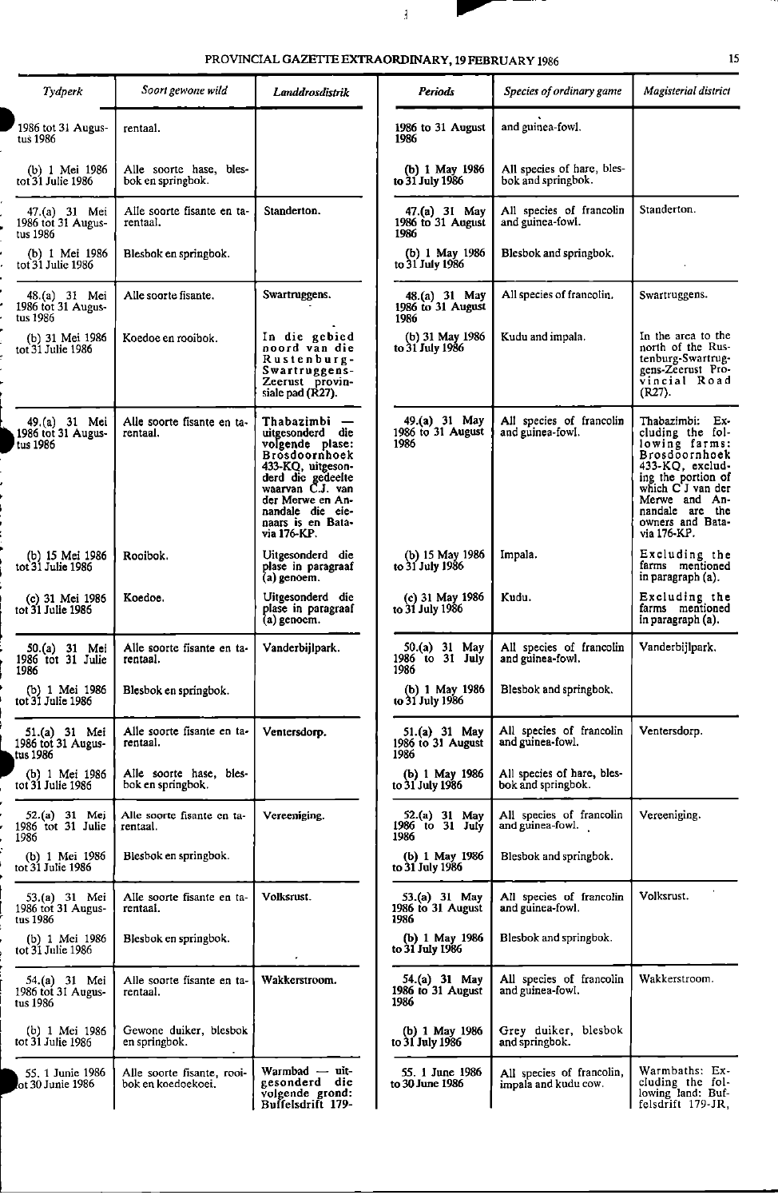| Tydperk | Soort gewone wild | Landdrosdistrik | Periods | Species of ordinary game | Magisterial district |
|---|---|---|---|---|---|
| 1986 tot 31 Augustus 1986 | rentaal. | | 1986 to 31 August 1986 | and guinea-fowl. | |
| (b) 1 Mei 1986 tot 31 Julie 1986 | Alle soorte hase, blesbok en springbok. | | (b) 1 May 1986 to 31 July 1986 | All species of hare, blesbok and springbok. | |
| 47.(a) 31 Mei 1986 tot 31 Augustus 1986 | Alle soorte fisante en tarentaal. | Standerton. | 47.(a) 31 May 1986 to 31 August 1986 | All species of francolin and guinea-fowl. | Standerton. |
| (b) 1 Mei 1986 tot 31 Julie 1986 | Blesbok en springbok. | | (b) 1 May 1986 to 31 July 1986 | Blesbok and springbok. | |
| 48.(a) 31 Mei 1986 tot 31 Augustus 1986 | Alle soorte fisante. | Swartruggens. | 48.(a) 31 May 1986 to 31 August 1986 | All species of francolin. | Swartruggens. |
| (b) 31 Mei 1986 tot 31 Julie 1986 | Koedoe en rooibok. | In die gebied noord van die Rustenburg-Swartruggens-Zeerust provinsiale pad (R27). | (b) 31 May 1986 to 31 July 1986 | Kudu and impala. | In the area to the north of the Rustenburg-Swartruggens-Zeerust Provincial Road (R27). |
| 49.(a) 31 Mei 1986 tot 31 Augustus 1986 | Alle soorte fisante en tarentaal. | Thabazimbi — uitgesonderd die volgende plase: Brosdoornhoek 433-KQ, uitgesonderd die gedeelte waarvan C.J. van der Merwe en Annandale die eienaars is en Batavia 176-KP. | 49.(a) 31 May 1986 to 31 August 1986 | All species of francolin and guinea-fowl. | Thabazimbi: Excluding the following farms: Brosdoornhoek 433-KQ, excluding the portion of which C J van der Merwe and Annandale are the owners and Batavia 176-KP. |
| (b) 15 Mei 1986 tot 31 Julie 1986 | Rooibok. | Uitgesonderd die plase in paragraaf (a) genoem. | (b) 15 May 1986 to 31 July 1986 | Impala. | Excluding the farms mentioned in paragraph (a). |
| (c) 31 Mei 1986 tot 31 Julie 1986 | Koedoe. | Uitgesonderd die plase in paragraaf (a) genoem. | (c) 31 May 1986 to 31 July 1986 | Kudu. | Excluding the farms mentioned in paragraph (a). |
| 50.(a) 31 Mei 1986 tot 31 Julie 1986 | Alle soorte fisante en tarentaal. | Vanderbijlpark. | 50.(a) 31 May 1986 to 31 July 1986 | All species of francolin and guinea-fowl. | Vanderbijlpark. |
| (b) 1 Mei 1986 tot 31 Julie 1986 | Blesbok en springbok. | | (b) 1 May 1986 to 31 July 1986 | Blesbok and springbok. | |
| 51.(a) 31 Mei 1986 tot 31 Augustus 1986 | Alle soorte fisante en tarentaal. | Ventersdorp. | 51.(a) 31 May 1986 to 31 August 1986 | All species of francolin and guinea-fowl. | Ventersdorp. |
| (b) 1 Mei 1986 tot 31 Julie 1986 | Alle soorte hase, blesbok en springbok. | | (b) 1 May 1986 to 31 July 1986 | All species of hare, blesbok and springbok. | |
| 52.(a) 31 Mei 1986 tot 31 Julie 1986 | Alle soorte fisante en tarentaal. | Vereeniging. | 52.(a) 31 May 1986 to 31 July 1986 | All species of francolin and guinea-fowl. | Vereeniging. |
| (b) 1 Mei 1986 tot 31 Julie 1986 | Blesbok en springbok. | | (b) 1 May 1986 to 31 July 1986 | Blesbok and springbok. | |
| 53.(a) 31 Mei 1986 tot 31 Augustus 1986 | Alle soorte fisante en tarentaal. | Volksrust. | 53.(a) 31 May 1986 to 31 August 1986 | All species of francolin and guinea-fowl. | Volksrust. |
| (b) 1 Mei 1986 tot 31 Julie 1986 | Blesbok en springbok. | | (b) 1 May 1986 to 31 July 1986 | Blesbok and springbok. | |
| 54.(a) 31 Mei 1986 tot 31 Augustus 1986 | Alle soorte fisante en tarentaal. | Wakkerstroom. | 54.(a) 31 May 1986 to 31 August 1986 | All species of francolin and guinea-fowl. | Wakkerstroom. |
| (b) 1 Mei 1986 tot 31 Julie 1986 | Gewone duiker, blesbok en springbok. | | (b) 1 May 1986 to 31 July 1986 | Grey duiker, blesbok and springbok. | |
| 55. 1 Junie 1986 tot 30 Junie 1986 | Alle soorte fisante, rooibok en koedoekoei. | Warmbad — uitgesonderd die volgende grond: Buffelsdrift 179- | 55. 1 June 1986 to 30 June 1986 | All species of francolin, impala and kudu cow. | Warmbaths: Excluding the following land: Buffelsdrift 179-JR, |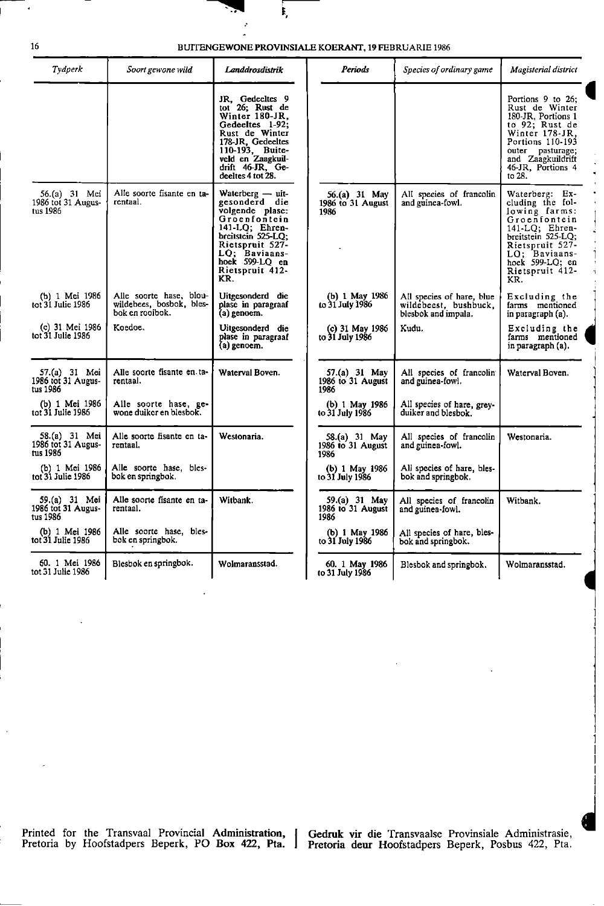| Tydperk | Soort gewone wild | Landdrosdistrik | Periods | Species of ordinary game | Magisterial district |
|---|---|---|---|---|---|
| | | JR, Gedeeltes 9 tot 26; Rust de Winter 180-JR, Gedeeltes 1-92; Rust de Winter 178-JR, Gedeeltes 110-193, Buiteveld en Zaagkuildrift 46-JR, Gedeeltes 4 tot 28. | | | Portions 9 to 26; Rust de Winter 180-JR, Portions 1 to 92; Rust de Winter 178-JR, Portions 110-193 outer pasturage; and Zaagkuildrift 46-JR, Portions 4 to 28. |
| 56.(a) 31 Mei 1986 tot 31 Augustus 1986 | Alle soorte fisante en tarentaal. | Waterberg — uitgesonderd die volgende plase: Groenfontein 141-LQ; Ehrenbreitstein 525-LQ; Rietspruit 527-LQ; Baviaanshoek 599-LQ en Rietspruit 412-KR. | 56.(a) 31 May 1986 to 31 August 1986 | All species of francolin and guinea-fowl. | Waterberg: Excluding the following farms: Groenfontein 141-LQ; Ehrenbreitstein 525-LQ; Rietspruit 527-LQ; Baviaanshoek 599-LQ; en Rietspruit 412-KR. |
| (b) 1 Mei 1986 tot 31 Julie 1986 | Alle soorte hase, blouwildebees, bosbok, blesbok en rooibok. | Uitgesonderd die plase in paragraaf (a) genoem. | (b) 1 May 1986 to 31 July 1986 | All species of hare, blue wildebeest, bushbuck, blesbok and impala. | Excluding the farms mentioned in paragraph (a). |
| (c) 31 Mei 1986 tot 31 Julie 1986 | Koedoe. | Uitgesonderd die plase in paragraaf (a) genoem. | (c) 31 May 1986 to 31 July 1986 | Kudu. | Excluding the farms mentioned in paragraph (a). |
| 57.(a) 31 Mei 1986 tot 31 Augustus 1986 | Alle soorte fisante en tarentaal. | Waterval Boven. | 57.(a) 31 May 1986 to 31 August 1986 | All species of francolin and guinea-fowl. | Waterval Boven. |
| (b) 1 Mei 1986 tot 31 Julie 1986 | Alle soorte hase, gewone duiker en blesbok. | | (b) 1 May 1986 to 31 July 1986 | All species of hare, greyduiker and blesbok. | |
| 58.(a) 31 Mei 1986 tot 31 Augustus 1986 | Alle soorte fisante en tarentaal. | Westonaria. | 58.(a) 31 May 1986 to 31 August 1986 | All species of francolin and guinea-fowl. | Westonaria. |
| (b) 1 Mei 1986 tot 31 Julie 1986 | Alle soorte hase, blesbok en springbok. | | (b) 1 May 1986 to 31 July 1986 | All species of hare, blesbok and springbok. | |
| 59.(a) 31 Mei 1986 tot 31 Augustus 1986 | Alle soorte fisante en tarentaal. | Witbank. | 59.(a) 31 May 1986 to 31 August 1986 | All species of francolin and guinea-fowl. | Witbank. |
| (b) 1 Mei 1986 tot 31 Julie 1986 | Alle soorte hase, blesbok en springbok. | | (b) 1 May 1986 to 31 July 1986 | All species of hare, blesbok and springbok. | |
| 60. 1 Mei 1986 tot 31 Julie 1986 | Blesbok en springbok. | Wolmaransstad. | 60. 1 May 1986 to 31 July 1986 | Blesbok and springbok. | Wolmaransstad. |

Printed for the Transvaal Provincial Administration, Pretoria by Hoofstadpers Beperk, PO Box 422, Pta.

Gedruk vir die Transvaalse Provinsiale Administrasie, Pretoria deur Hoofstadpers Beperk, Posbus 422, Pta.